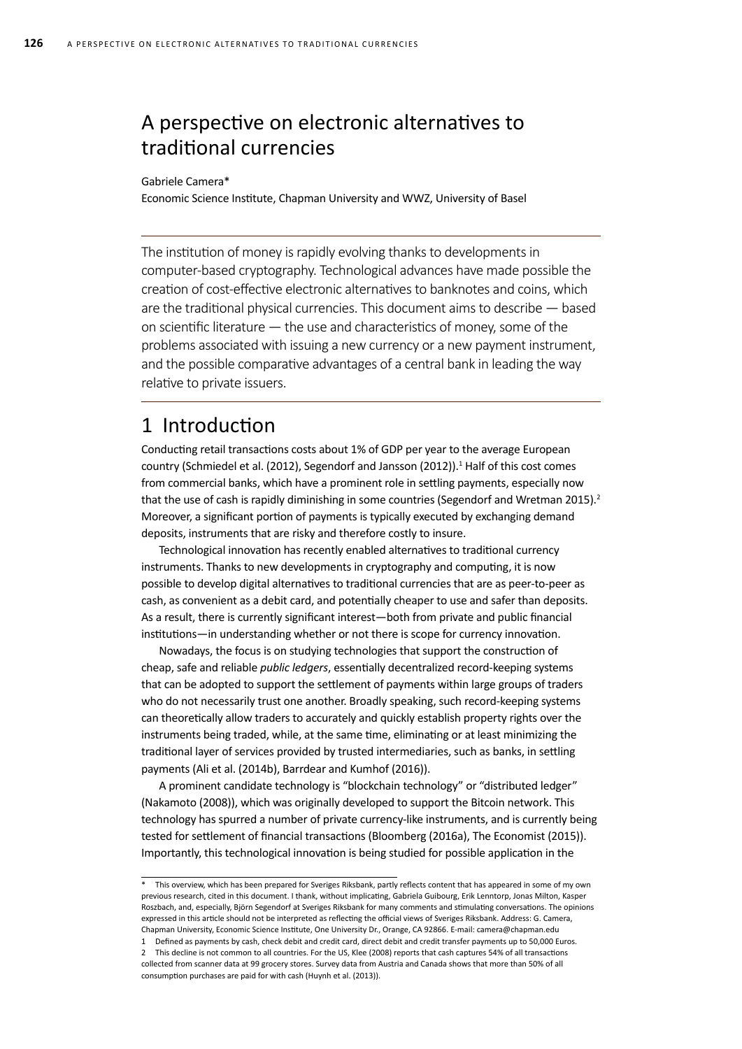# A perspective on electronic alternatives to traditional currencies

Gabriele Camera*

Economic Science Institute, Chapman University and WWZ, University of Basel

The institution of money is rapidly evolving thanks to developments in computer-based cryptography. Technological advances have made possible the creation of cost-effective electronic alternatives to banknotes and coins, which are the traditional physical currencies. This document aims to describe — based on scientific literature — the use and characteristics of money, some of the problems associated with issuing a new currency or a new payment instrument, and the possible comparative advantages of a central bank in leading the way relative to private issuers.

## 1 Introduction

Conducting retail transactions costs about 1% of GDP per year to the average European country (Schmiedel et al. (2012), Segendorf and Jansson (2012)).[1] Half of this cost comes from commercial banks, which have a prominent role in settling payments, especially now that the use of cash is rapidly diminishing in some countries (Segendorf and Wretman 2015).[2] Moreover, a significant portion of payments is typically executed by exchanging demand deposits, instruments that are risky and therefore costly to insure.

Technological innovation has recently enabled alternatives to traditional currency instruments. Thanks to new developments in cryptography and computing, it is now possible to develop digital alternatives to traditional currencies that are as peer-to-peer as cash, as convenient as a debit card, and potentially cheaper to use and safer than deposits. As a result, there is currently significant interest—both from private and public financial institutions—in understanding whether or not there is scope for currency innovation.

Nowadays, the focus is on studying technologies that support the construction of cheap, safe and reliable *public ledgers*, essentially decentralized record-keeping systems that can be adopted to support the settlement of payments within large groups of traders who do not necessarily trust one another. Broadly speaking, such record-keeping systems can theoretically allow traders to accurately and quickly establish property rights over the instruments being traded, while, at the same time, eliminating or at least minimizing the traditional layer of services provided by trusted intermediaries, such as banks, in settling payments (Ali et al. (2014b), Barrdear and Kumhof (2016)).

A prominent candidate technology is "blockchain technology" or "distributed ledger" (Nakamoto (2008)), which was originally developed to support the Bitcoin network. This technology has spurred a number of private currency-like instruments, and is currently being tested for settlement of financial transactions (Bloomberg (2016a), The Economist (2015)). Importantly, this technological innovation is being studied for possible application in the

---

\* This overview, which has been prepared for Sveriges Riksbank, partly reflects content that has appeared in some of my own previous research, cited in this document. I thank, without implicating, Gabriela Guibourg, Erik Lenntorp, Jonas Milton, Kasper Roszbach, and, especially, Björn Segendorf at Sveriges Riksbank for many comments and stimulating conversations. The opinions expressed in this article should not be interpreted as reflecting the official views of Sveriges Riksbank. Address: G. Camera, Chapman University, Economic Science Institute, One University Dr., Orange, CA 92866. E-mail: camera@chapman.edu

1 Defined as payments by cash, check debit and credit card, direct debit and credit transfer payments up to 50,000 Euros.

2 This decline is not common to all countries. For the US, Klee (2008) reports that cash captures 54% of all transactions collected from scanner data at 99 grocery stores. Survey data from Austria and Canada shows that more than 50% of all consumption purchases are paid for with cash (Huynh et al. (2013)).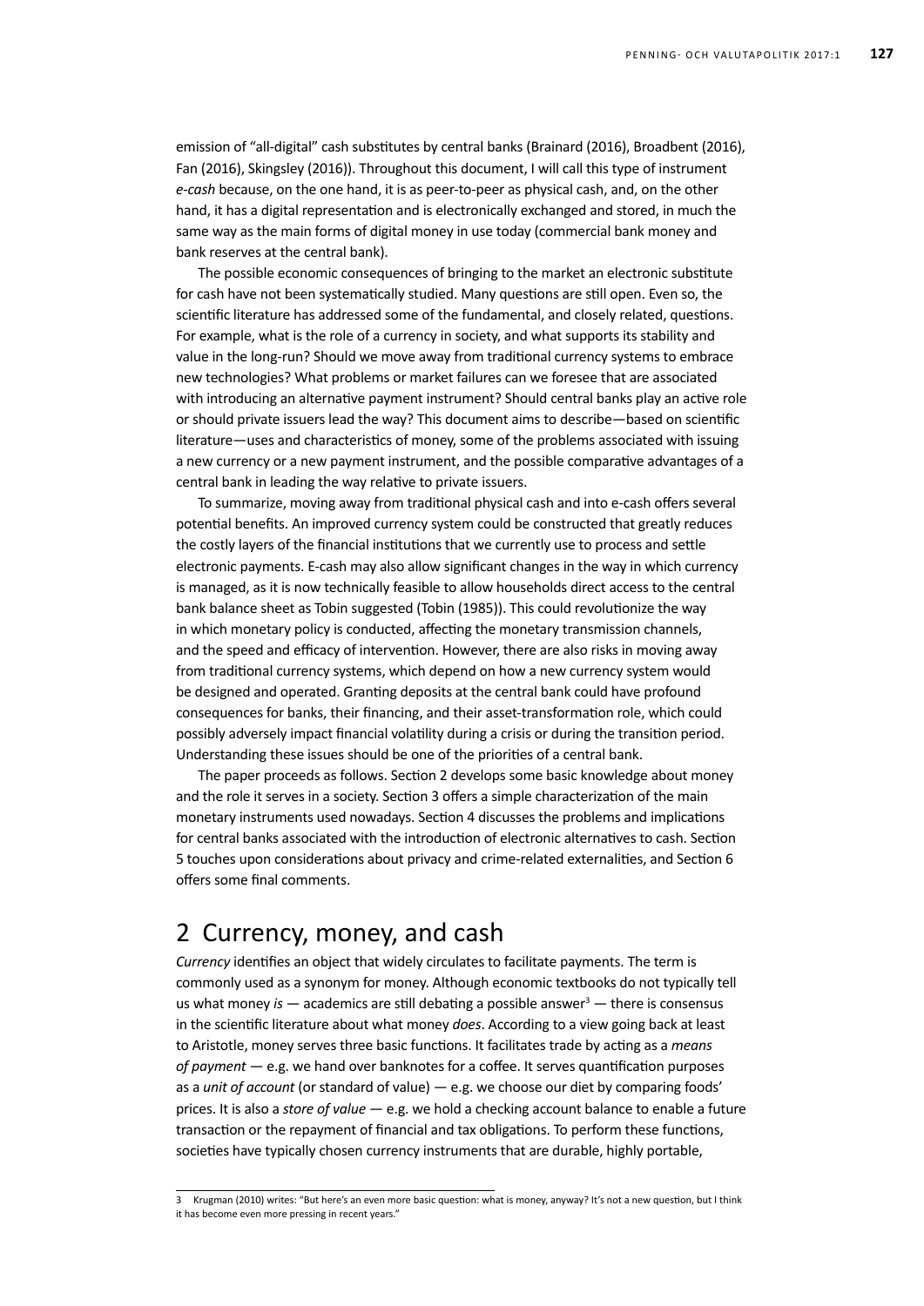emission of "all-digital" cash substitutes by central banks (Brainard (2016), Broadbent (2016), Fan (2016), Skingsley (2016)). Throughout this document, I will call this type of instrument *e-cash* because, on the one hand, it is as peer-to-peer as physical cash, and, on the other hand, it has a digital representation and is electronically exchanged and stored, in much the same way as the main forms of digital money in use today (commercial bank money and bank reserves at the central bank).

The possible economic consequences of bringing to the market an electronic substitute for cash have not been systematically studied. Many questions are still open. Even so, the scientific literature has addressed some of the fundamental, and closely related, questions. For example, what is the role of a currency in society, and what supports its stability and value in the long-run? Should we move away from traditional currency systems to embrace new technologies? What problems or market failures can we foresee that are associated with introducing an alternative payment instrument? Should central banks play an active role or should private issuers lead the way? This document aims to describe—based on scientific literature—uses and characteristics of money, some of the problems associated with issuing a new currency or a new payment instrument, and the possible comparative advantages of a central bank in leading the way relative to private issuers.

To summarize, moving away from traditional physical cash and into e-cash offers several potential benefits. An improved currency system could be constructed that greatly reduces the costly layers of the financial institutions that we currently use to process and settle electronic payments. E-cash may also allow significant changes in the way in which currency is managed, as it is now technically feasible to allow households direct access to the central bank balance sheet as Tobin suggested (Tobin (1985)). This could revolutionize the way in which monetary policy is conducted, affecting the monetary transmission channels, and the speed and efficacy of intervention. However, there are also risks in moving away from traditional currency systems, which depend on how a new currency system would be designed and operated. Granting deposits at the central bank could have profound consequences for banks, their financing, and their asset-transformation role, which could possibly adversely impact financial volatility during a crisis or during the transition period. Understanding these issues should be one of the priorities of a central bank.

The paper proceeds as follows. Section 2 develops some basic knowledge about money and the role it serves in a society. Section 3 offers a simple characterization of the main monetary instruments used nowadays. Section 4 discusses the problems and implications for central banks associated with the introduction of electronic alternatives to cash. Section 5 touches upon considerations about privacy and crime-related externalities, and Section 6 offers some final comments.

## 2 Currency, money, and cash

*Currency* identifies an object that widely circulates to facilitate payments. The term is commonly used as a synonym for money. Although economic textbooks do not typically tell us what money *is* — academics are still debating a possible answer[3] — there is consensus in the scientific literature about what money *does*. According to a view going back at least to Aristotle, money serves three basic functions. It facilitates trade by acting as a *means of payment* — e.g. we hand over banknotes for a coffee. It serves quantification purposes as a *unit of account* (or standard of value) — e.g. we choose our diet by comparing foods' prices. It is also a *store of value* — e.g. we hold a checking account balance to enable a future transaction or the repayment of financial and tax obligations. To perform these functions, societies have typically chosen currency instruments that are durable, highly portable,

3 Krugman (2010) writes: "But here's an even more basic question: what is money, anyway? It's not a new question, but I think it has become even more pressing in recent years."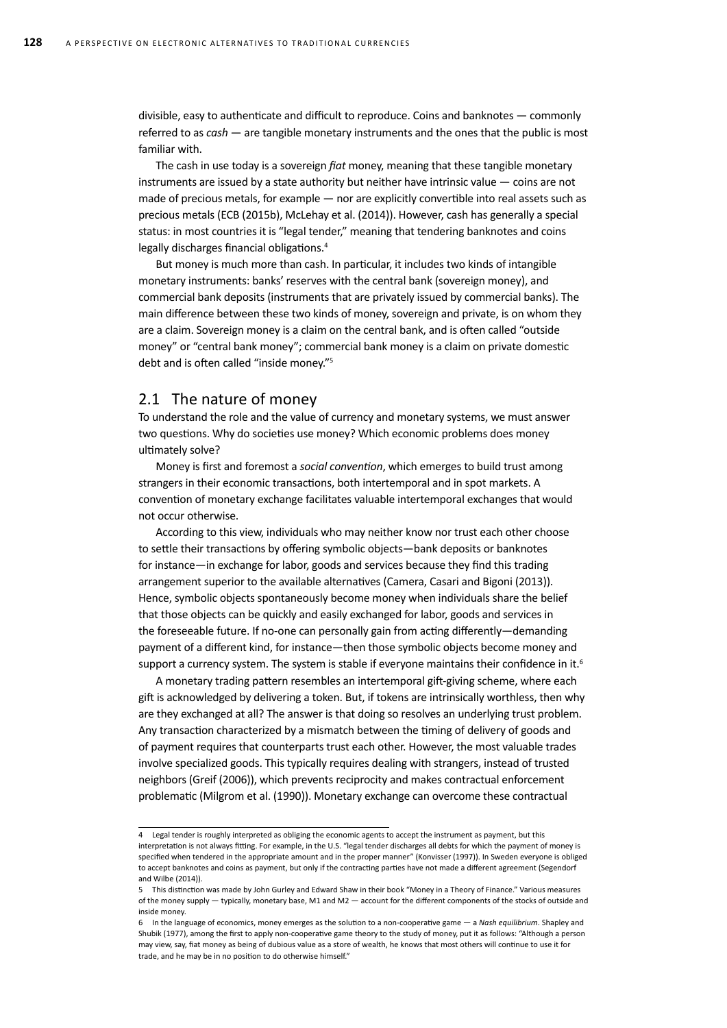divisible, easy to authenticate and difficult to reproduce. Coins and banknotes — commonly referred to as *cash* — are tangible monetary instruments and the ones that the public is most familiar with.

The cash in use today is a sovereign *fiat* money, meaning that these tangible monetary instruments are issued by a state authority but neither have intrinsic value — coins are not made of precious metals, for example — nor are explicitly convertible into real assets such as precious metals (ECB (2015b), McLehay et al. (2014)). However, cash has generally a special status: in most countries it is "legal tender," meaning that tendering banknotes and coins legally discharges financial obligations.[4]

But money is much more than cash. In particular, it includes two kinds of intangible monetary instruments: banks' reserves with the central bank (sovereign money), and commercial bank deposits (instruments that are privately issued by commercial banks). The main difference between these two kinds of money, sovereign and private, is on whom they are a claim. Sovereign money is a claim on the central bank, and is often called "outside money" or "central bank money"; commercial bank money is a claim on private domestic debt and is often called "inside money."[5]

## 2.1 The nature of money

To understand the role and the value of currency and monetary systems, we must answer two questions. Why do societies use money? Which economic problems does money ultimately solve?

Money is first and foremost a *social convention*, which emerges to build trust among strangers in their economic transactions, both intertemporal and in spot markets. A convention of monetary exchange facilitates valuable intertemporal exchanges that would not occur otherwise.

According to this view, individuals who may neither know nor trust each other choose to settle their transactions by offering symbolic objects—bank deposits or banknotes for instance—in exchange for labor, goods and services because they find this trading arrangement superior to the available alternatives (Camera, Casari and Bigoni (2013)). Hence, symbolic objects spontaneously become money when individuals share the belief that those objects can be quickly and easily exchanged for labor, goods and services in the foreseeable future. If no-one can personally gain from acting differently—demanding payment of a different kind, for instance—then those symbolic objects become money and support a currency system. The system is stable if everyone maintains their confidence in it.[6]

A monetary trading pattern resembles an intertemporal gift-giving scheme, where each gift is acknowledged by delivering a token. But, if tokens are intrinsically worthless, then why are they exchanged at all? The answer is that doing so resolves an underlying trust problem. Any transaction characterized by a mismatch between the timing of delivery of goods and of payment requires that counterparts trust each other. However, the most valuable trades involve specialized goods. This typically requires dealing with strangers, instead of trusted neighbors (Greif (2006)), which prevents reciprocity and makes contractual enforcement problematic (Milgrom et al. (1990)). Monetary exchange can overcome these contractual

---

4 Legal tender is roughly interpreted as obliging the economic agents to accept the instrument as payment, but this interpretation is not always fitting. For example, in the U.S. "legal tender discharges all debts for which the payment of money is specified when tendered in the appropriate amount and in the proper manner" (Konvisser (1997)). In Sweden everyone is obliged to accept banknotes and coins as payment, but only if the contracting parties have not made a different agreement (Segendorf and Wilbe (2014)).

5 This distinction was made by John Gurley and Edward Shaw in their book "Money in a Theory of Finance." Various measures of the money supply — typically, monetary base, M1 and M2 — account for the different components of the stocks of outside and inside money.

6 In the language of economics, money emerges as the solution to a non-cooperative game — a *Nash equilibrium*. Shapley and Shubik (1977), among the first to apply non-cooperative game theory to the study of money, put it as follows: "Although a person may view, say, fiat money as being of dubious value as a store of wealth, he knows that most others will continue to use it for trade, and he may be in no position to do otherwise himself."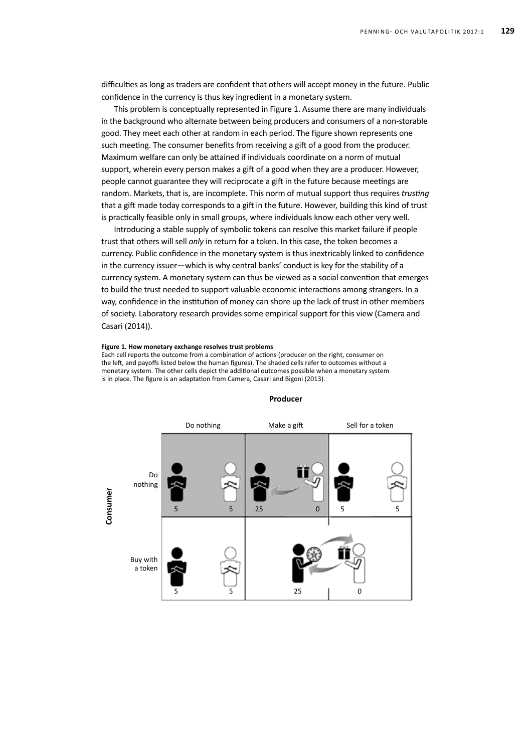difficulties as long as traders are confident that others will accept money in the future. Public confidence in the currency is thus key ingredient in a monetary system.

This problem is conceptually represented in Figure 1. Assume there are many individuals in the background who alternate between being producers and consumers of a non-storable good. They meet each other at random in each period. The figure shown represents one such meeting. The consumer benefits from receiving a gift of a good from the producer. Maximum welfare can only be attained if individuals coordinate on a norm of mutual support, wherein every person makes a gift of a good when they are a producer. However, people cannot guarantee they will reciprocate a gift in the future because meetings are random. Markets, that is, are incomplete. This norm of mutual support thus requires *trusting* that a gift made today corresponds to a gift in the future. However, building this kind of trust is practically feasible only in small groups, where individuals know each other very well.

Introducing a stable supply of symbolic tokens can resolve this market failure if people trust that others will sell *only* in return for a token. In this case, the token becomes a currency. Public confidence in the monetary system is thus inextricably linked to confidence in the currency issuer—which is why central banks' conduct is key for the stability of a currency system. A monetary system can thus be viewed as a social convention that emerges to build the trust needed to support valuable economic interactions among strangers. In a way, confidence in the institution of money can shore up the lack of trust in other members of society. Laboratory research provides some empirical support for this view (Camera and Casari (2014)).

**Figure 1. How monetary exchange resolves trust problems**

Each cell reports the outcome from a combination of actions (producer on the right, consumer on the left, and payoffs listed below the human figures). The shaded cells refer to outcomes without a monetary system. The other cells depict the additional outcomes possible when a monetary system is in place. The figure is an adaptation from Camera, Casari and Bigoni (2013).

| Consumer \ Producer | Do nothing | Make a gift | Sell for a token |
|---|---|---|---|
| Do nothing | 5, 5 | 25, 0 | 5, 5 |
| Buy with a token | 5, 5 | 25, 0 | |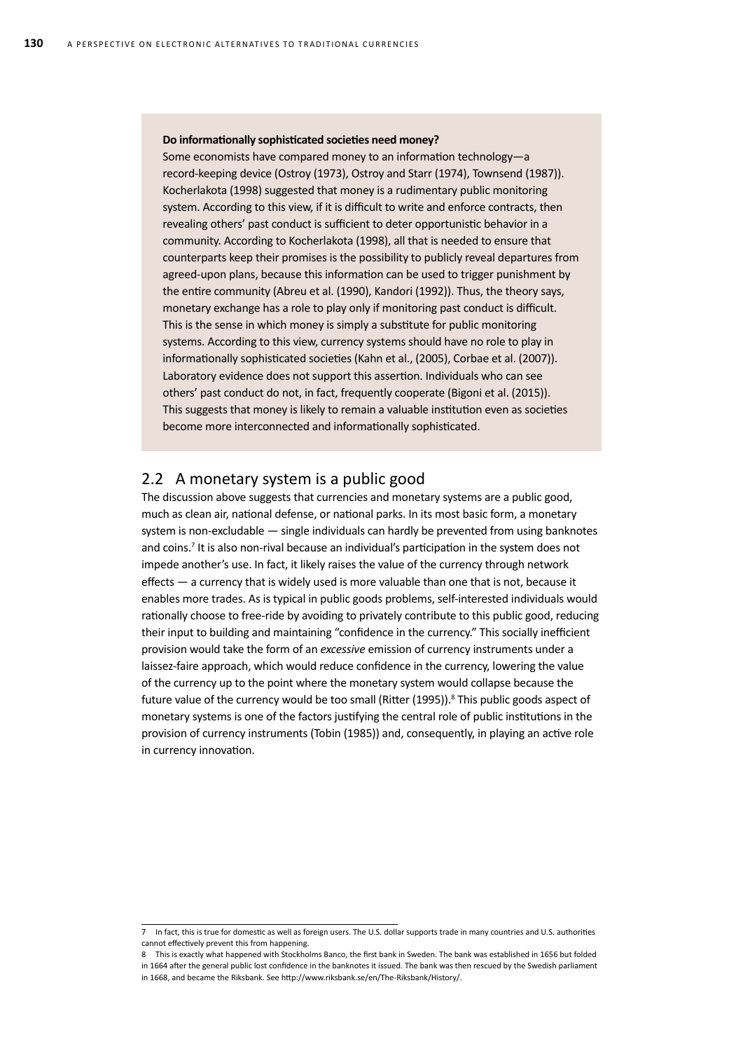**Do informationally sophisticated societies need money?**

Some economists have compared money to an information technology—a record-keeping device (Ostroy (1973), Ostroy and Starr (1974), Townsend (1987)). Kocherlakota (1998) suggested that money is a rudimentary public monitoring system. According to this view, if it is difficult to write and enforce contracts, then revealing others' past conduct is sufficient to deter opportunistic behavior in a community. According to Kocherlakota (1998), all that is needed to ensure that counterparts keep their promises is the possibility to publicly reveal departures from agreed-upon plans, because this information can be used to trigger punishment by the entire community (Abreu et al. (1990), Kandori (1992)). Thus, the theory says, monetary exchange has a role to play only if monitoring past conduct is difficult. This is the sense in which money is simply a substitute for public monitoring systems. According to this view, currency systems should have no role to play in informationally sophisticated societies (Kahn et al., (2005), Corbae et al. (2007)). Laboratory evidence does not support this assertion. Individuals who can see others' past conduct do not, in fact, frequently cooperate (Bigoni et al. (2015)). This suggests that money is likely to remain a valuable institution even as societies become more interconnected and informationally sophisticated.

## 2.2 A monetary system is a public good

The discussion above suggests that currencies and monetary systems are a public good, much as clean air, national defense, or national parks. In its most basic form, a monetary system is non-excludable — single individuals can hardly be prevented from using banknotes and coins.[7] It is also non-rival because an individual's participation in the system does not impede another's use. In fact, it likely raises the value of the currency through network effects — a currency that is widely used is more valuable than one that is not, because it enables more trades. As is typical in public goods problems, self-interested individuals would rationally choose to free-ride by avoiding to privately contribute to this public good, reducing their input to building and maintaining "confidence in the currency." This socially inefficient provision would take the form of an *excessive* emission of currency instruments under a laissez-faire approach, which would reduce confidence in the currency, lowering the value of the currency up to the point where the monetary system would collapse because the future value of the currency would be too small (Ritter (1995)).[8] This public goods aspect of monetary systems is one of the factors justifying the central role of public institutions in the provision of currency instruments (Tobin (1985)) and, consequently, in playing an active role in currency innovation.

---

7 In fact, this is true for domestic as well as foreign users. The U.S. dollar supports trade in many countries and U.S. authorities cannot effectively prevent this from happening.

8 This is exactly what happened with Stockholms Banco, the first bank in Sweden. The bank was established in 1656 but folded in 1664 after the general public lost confidence in the banknotes it issued. The bank was then rescued by the Swedish parliament in 1668, and became the Riksbank. See http://www.riksbank.se/en/The-Riksbank/History/.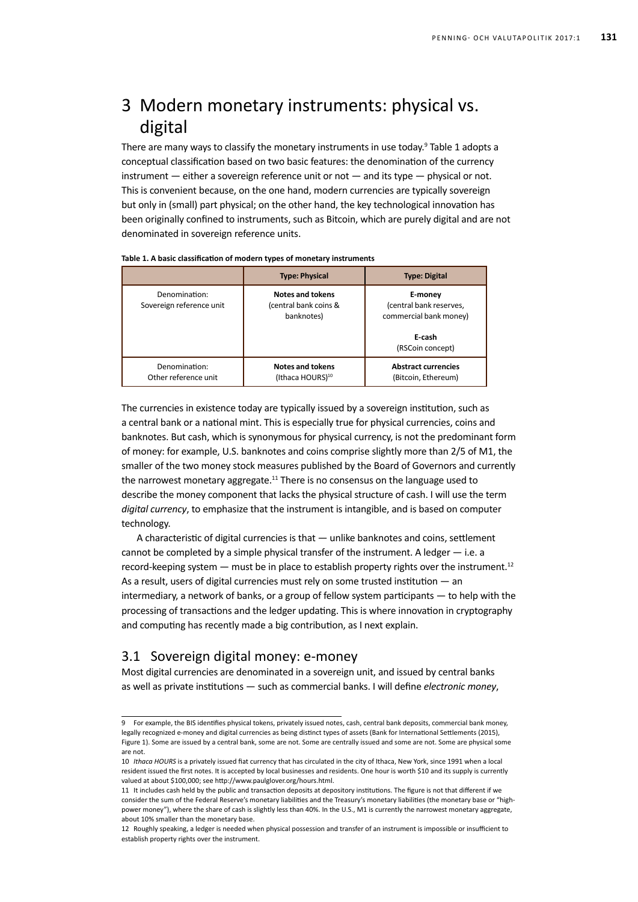# 3 Modern monetary instruments: physical vs. digital

There are many ways to classify the monetary instruments in use today.[9] Table 1 adopts a conceptual classification based on two basic features: the denomination of the currency instrument — either a sovereign reference unit or not — and its type — physical or not. This is convenient because, on the one hand, modern currencies are typically sovereign but only in (small) part physical; on the other hand, the key technological innovation has been originally confined to instruments, such as Bitcoin, which are purely digital and are not denominated in sovereign reference units.

**Table 1. A basic classification of modern types of monetary instruments**

| | **Type: Physical** | **Type: Digital** |
|---|---|---|
| Denomination: Sovereign reference unit | **Notes and tokens** (central bank coins & banknotes) | **E-money** (central bank reserves, commercial bank money) <br><br> **E-cash** (RSCoin concept) |
| Denomination: Other reference unit | **Notes and tokens** (Ithaca HOURS)[10] | **Abstract currencies** (Bitcoin, Ethereum) |

The currencies in existence today are typically issued by a sovereign institution, such as a central bank or a national mint. This is especially true for physical currencies, coins and banknotes. But cash, which is synonymous for physical currency, is not the predominant form of money: for example, U.S. banknotes and coins comprise slightly more than 2/5 of M1, the smaller of the two money stock measures published by the Board of Governors and currently the narrowest monetary aggregate.[11] There is no consensus on the language used to describe the money component that lacks the physical structure of cash. I will use the term *digital currency*, to emphasize that the instrument is intangible, and is based on computer technology.

A characteristic of digital currencies is that — unlike banknotes and coins, settlement cannot be completed by a simple physical transfer of the instrument. A ledger — i.e. a record-keeping system — must be in place to establish property rights over the instrument.[12] As a result, users of digital currencies must rely on some trusted institution — an intermediary, a network of banks, or a group of fellow system participants — to help with the processing of transactions and the ledger updating. This is where innovation in cryptography and computing has recently made a big contribution, as I next explain.

## 3.1 Sovereign digital money: e-money

Most digital currencies are denominated in a sovereign unit, and issued by central banks as well as private institutions — such as commercial banks. I will define *electronic money*,

---

9 For example, the BIS identifies physical tokens, privately issued notes, cash, central bank deposits, commercial bank money, legally recognized e-money and digital currencies as being distinct types of assets (Bank for International Settlements (2015), Figure 1). Some are issued by a central bank, some are not. Some are centrally issued and some are not. Some are physical some are not.

10 *Ithaca HOURS* is a privately issued fiat currency that has circulated in the city of Ithaca, New York, since 1991 when a local resident issued the first notes. It is accepted by local businesses and residents. One hour is worth $10 and its supply is currently valued at about $100,000; see http://www.paulglover.org/hours.html.

11 It includes cash held by the public and transaction deposits at depository institutions. The figure is not that different if we consider the sum of the Federal Reserve's monetary liabilities and the Treasury's monetary liabilities (the monetary base or "high-power money"), where the share of cash is slightly less than 40%. In the U.S., M1 is currently the narrowest monetary aggregate, about 10% smaller than the monetary base.

12 Roughly speaking, a ledger is needed when physical possession and transfer of an instrument is impossible or insufficient to establish property rights over the instrument.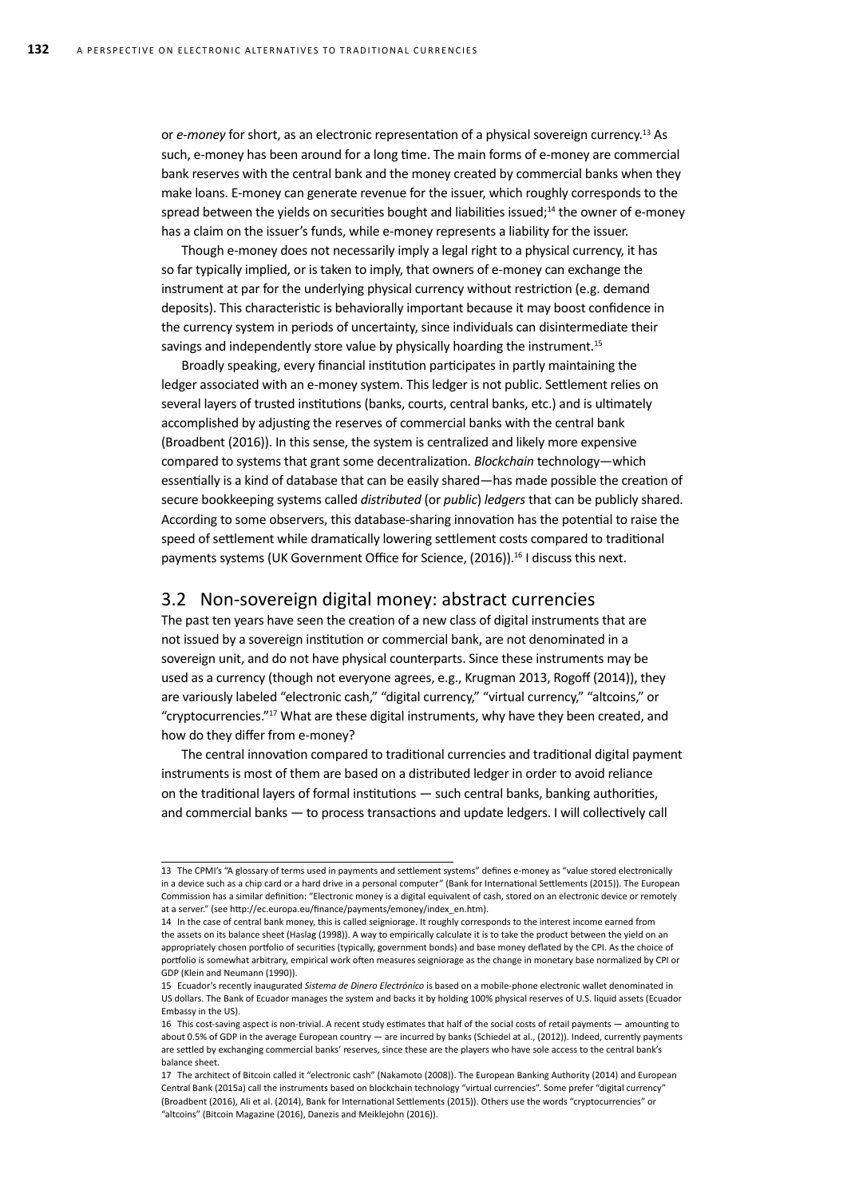or *e-money* for short, as an electronic representation of a physical sovereign currency.[13] As such, e-money has been around for a long time. The main forms of e-money are commercial bank reserves with the central bank and the money created by commercial banks when they make loans. E-money can generate revenue for the issuer, which roughly corresponds to the spread between the yields on securities bought and liabilities issued;[14] the owner of e-money has a claim on the issuer's funds, while e-money represents a liability for the issuer.

Though e-money does not necessarily imply a legal right to a physical currency, it has so far typically implied, or is taken to imply, that owners of e-money can exchange the instrument at par for the underlying physical currency without restriction (e.g. demand deposits). This characteristic is behaviorally important because it may boost confidence in the currency system in periods of uncertainty, since individuals can disintermediate their savings and independently store value by physically hoarding the instrument.[15]

Broadly speaking, every financial institution participates in partly maintaining the ledger associated with an e-money system. This ledger is not public. Settlement relies on several layers of trusted institutions (banks, courts, central banks, etc.) and is ultimately accomplished by adjusting the reserves of commercial banks with the central bank (Broadbent (2016)). In this sense, the system is centralized and likely more expensive compared to systems that grant some decentralization. *Blockchain* technology—which essentially is a kind of database that can be easily shared—has made possible the creation of secure bookkeeping systems called *distributed* (or *public*) *ledgers* that can be publicly shared. According to some observers, this database-sharing innovation has the potential to raise the speed of settlement while dramatically lowering settlement costs compared to traditional payments systems (UK Government Office for Science, (2016)).[16] I discuss this next.

## 3.2 Non-sovereign digital money: abstract currencies

The past ten years have seen the creation of a new class of digital instruments that are not issued by a sovereign institution or commercial bank, are not denominated in a sovereign unit, and do not have physical counterparts. Since these instruments may be used as a currency (though not everyone agrees, e.g., Krugman 2013, Rogoff (2014)), they are variously labeled "electronic cash," "digital currency," "virtual currency," "altcoins," or "cryptocurrencies."[17] What are these digital instruments, why have they been created, and how do they differ from e-money?

The central innovation compared to traditional currencies and traditional digital payment instruments is most of them are based on a distributed ledger in order to avoid reliance on the traditional layers of formal institutions — such central banks, banking authorities, and commercial banks — to process transactions and update ledgers. I will collectively call

---

13 The CPMI's "A glossary of terms used in payments and settlement systems" defines e-money as "value stored electronically in a device such as a chip card or a hard drive in a personal computer" (Bank for International Settlements (2015)). The European Commission has a similar definition: "Electronic money is a digital equivalent of cash, stored on an electronic device or remotely at a server." (see http://ec.europa.eu/finance/payments/emoney/index_en.htm).

14 In the case of central bank money, this is called seigniorage. It roughly corresponds to the interest income earned from the assets on its balance sheet (Haslag (1998)). A way to empirically calculate it is to take the product between the yield on an appropriately chosen portfolio of securities (typically, government bonds) and base money deflated by the CPI. As the choice of portfolio is somewhat arbitrary, empirical work often measures seigniorage as the change in monetary base normalized by CPI or GDP (Klein and Neumann (1990)).

15 Ecuador's recently inaugurated *Sistema de Dinero Electrónico* is based on a mobile-phone electronic wallet denominated in US dollars. The Bank of Ecuador manages the system and backs it by holding 100% physical reserves of U.S. liquid assets (Ecuador Embassy in the US).

16 This cost-saving aspect is non-trivial. A recent study estimates that half of the social costs of retail payments — amounting to about 0.5% of GDP in the average European country — are incurred by banks (Schiedel at al., (2012)). Indeed, currently payments are settled by exchanging commercial banks' reserves, since these are the players who have sole access to the central bank's balance sheet.

17 The architect of Bitcoin called it "electronic cash" (Nakamoto (2008)). The European Banking Authority (2014) and European Central Bank (2015a) call the instruments based on blockchain technology "virtual currencies". Some prefer "digital currency" (Broadbent (2016), Ali et al. (2014), Bank for International Settlements (2015)). Others use the words "cryptocurrencies" or "altcoins" (Bitcoin Magazine (2016), Danezis and Meiklejohn (2016)).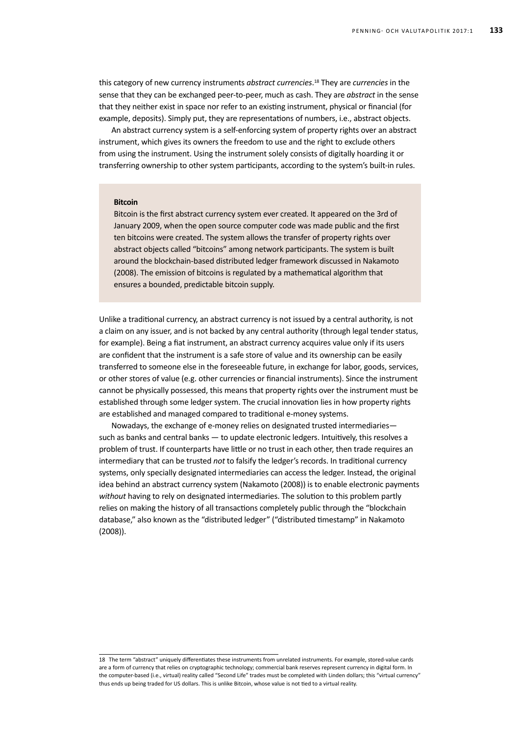this category of new currency instruments *abstract currencies*.[18] They are *currencies* in the sense that they can be exchanged peer-to-peer, much as cash. They are *abstract* in the sense that they neither exist in space nor refer to an existing instrument, physical or financial (for example, deposits). Simply put, they are representations of numbers, i.e., abstract objects.

An abstract currency system is a self-enforcing system of property rights over an abstract instrument, which gives its owners the freedom to use and the right to exclude others from using the instrument. Using the instrument solely consists of digitally hoarding it or transferring ownership to other system participants, according to the system's built-in rules.

> **Bitcoin**
>
> Bitcoin is the first abstract currency system ever created. It appeared on the 3rd of January 2009, when the open source computer code was made public and the first ten bitcoins were created. The system allows the transfer of property rights over abstract objects called "bitcoins" among network participants. The system is built around the blockchain-based distributed ledger framework discussed in Nakamoto (2008). The emission of bitcoins is regulated by a mathematical algorithm that ensures a bounded, predictable bitcoin supply.

Unlike a traditional currency, an abstract currency is not issued by a central authority, is not a claim on any issuer, and is not backed by any central authority (through legal tender status, for example). Being a fiat instrument, an abstract currency acquires value only if its users are confident that the instrument is a safe store of value and its ownership can be easily transferred to someone else in the foreseeable future, in exchange for labor, goods, services, or other stores of value (e.g. other currencies or financial instruments). Since the instrument cannot be physically possessed, this means that property rights over the instrument must be established through some ledger system. The crucial innovation lies in how property rights are established and managed compared to traditional e-money systems.

Nowadays, the exchange of e-money relies on designated trusted intermediaries— such as banks and central banks — to update electronic ledgers. Intuitively, this resolves a problem of trust. If counterparts have little or no trust in each other, then trade requires an intermediary that can be trusted *not* to falsify the ledger's records. In traditional currency systems, only specially designated intermediaries can access the ledger. Instead, the original idea behind an abstract currency system (Nakamoto (2008)) is to enable electronic payments *without* having to rely on designated intermediaries. The solution to this problem partly relies on making the history of all transactions completely public through the "blockchain database," also known as the "distributed ledger" ("distributed timestamp" in Nakamoto (2008)).

---

18 The term "abstract" uniquely differentiates these instruments from unrelated instruments. For example, stored-value cards are a form of currency that relies on cryptographic technology; commercial bank reserves represent currency in digital form. In the computer-based (i.e., virtual) reality called "Second Life" trades must be completed with Linden dollars; this "virtual currency" thus ends up being traded for US dollars. This is unlike Bitcoin, whose value is not tied to a virtual reality.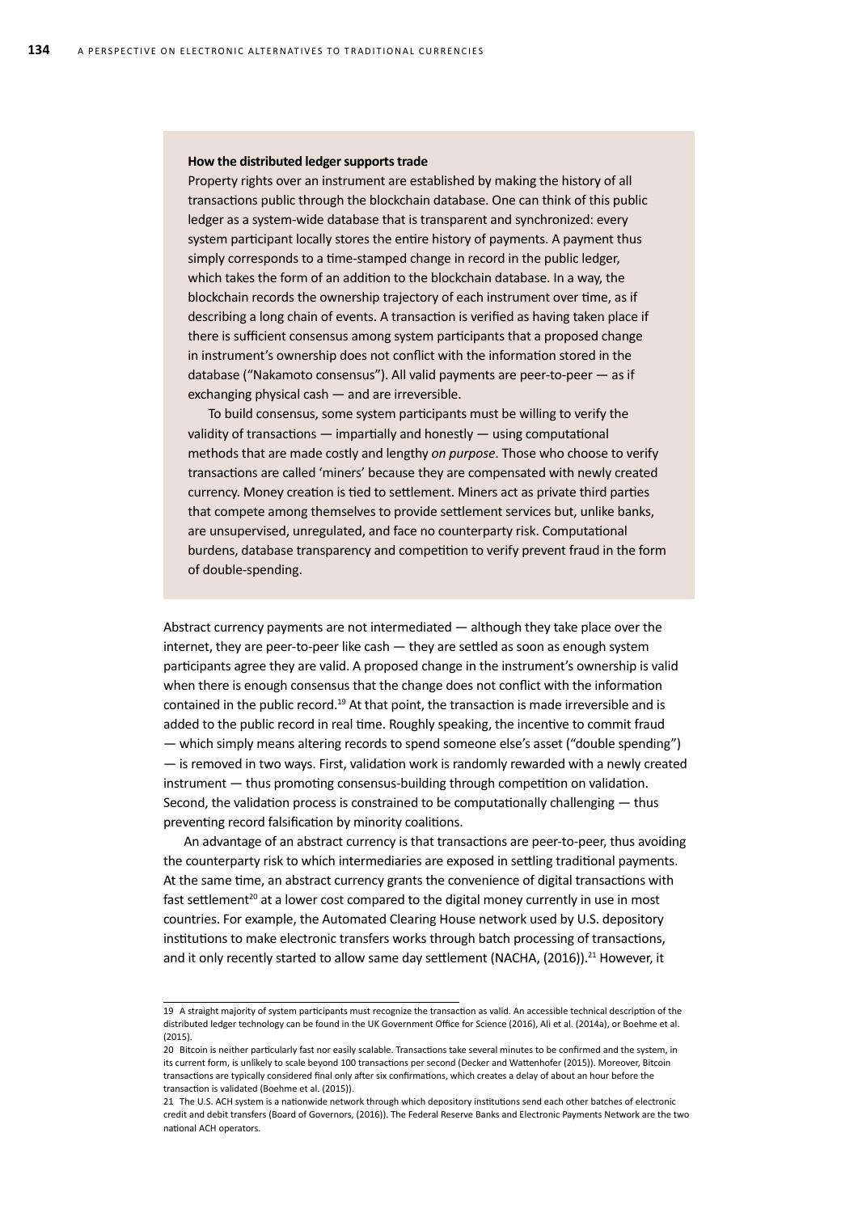**How the distributed ledger supports trade**

Property rights over an instrument are established by making the history of all transactions public through the blockchain database. One can think of this public ledger as a system-wide database that is transparent and synchronized: every system participant locally stores the entire history of payments. A payment thus simply corresponds to a time-stamped change in record in the public ledger, which takes the form of an addition to the blockchain database. In a way, the blockchain records the ownership trajectory of each instrument over time, as if describing a long chain of events. A transaction is verified as having taken place if there is sufficient consensus among system participants that a proposed change in instrument's ownership does not conflict with the information stored in the database ("Nakamoto consensus"). All valid payments are peer-to-peer — as if exchanging physical cash — and are irreversible.

To build consensus, some system participants must be willing to verify the validity of transactions — impartially and honestly — using computational methods that are made costly and lengthy *on purpose*. Those who choose to verify transactions are called 'miners' because they are compensated with newly created currency. Money creation is tied to settlement. Miners act as private third parties that compete among themselves to provide settlement services but, unlike banks, are unsupervised, unregulated, and face no counterparty risk. Computational burdens, database transparency and competition to verify prevent fraud in the form of double-spending.

Abstract currency payments are not intermediated — although they take place over the internet, they are peer-to-peer like cash — they are settled as soon as enough system participants agree they are valid. A proposed change in the instrument's ownership is valid when there is enough consensus that the change does not conflict with the information contained in the public record.[19] At that point, the transaction is made irreversible and is added to the public record in real time. Roughly speaking, the incentive to commit fraud — which simply means altering records to spend someone else's asset ("double spending") — is removed in two ways. First, validation work is randomly rewarded with a newly created instrument — thus promoting consensus-building through competition on validation. Second, the validation process is constrained to be computationally challenging — thus preventing record falsification by minority coalitions.

An advantage of an abstract currency is that transactions are peer-to-peer, thus avoiding the counterparty risk to which intermediaries are exposed in settling traditional payments. At the same time, an abstract currency grants the convenience of digital transactions with fast settlement[20] at a lower cost compared to the digital money currently in use in most countries. For example, the Automated Clearing House network used by U.S. depository institutions to make electronic transfers works through batch processing of transactions, and it only recently started to allow same day settlement (NACHA, (2016)).[21] However, it

---

19 A straight majority of system participants must recognize the transaction as valid. An accessible technical description of the distributed ledger technology can be found in the UK Government Office for Science (2016), Ali et al. (2014a), or Boehme et al. (2015).

20 Bitcoin is neither particularly fast nor easily scalable. Transactions take several minutes to be confirmed and the system, in its current form, is unlikely to scale beyond 100 transactions per second (Decker and Wattenhofer (2015)). Moreover, Bitcoin transactions are typically considered final only after six confirmations, which creates a delay of about an hour before the transaction is validated (Boehme et al. (2015)).

21 The U.S. ACH system is a nationwide network through which depository institutions send each other batches of electronic credit and debit transfers (Board of Governors, (2016)). The Federal Reserve Banks and Electronic Payments Network are the two national ACH operators.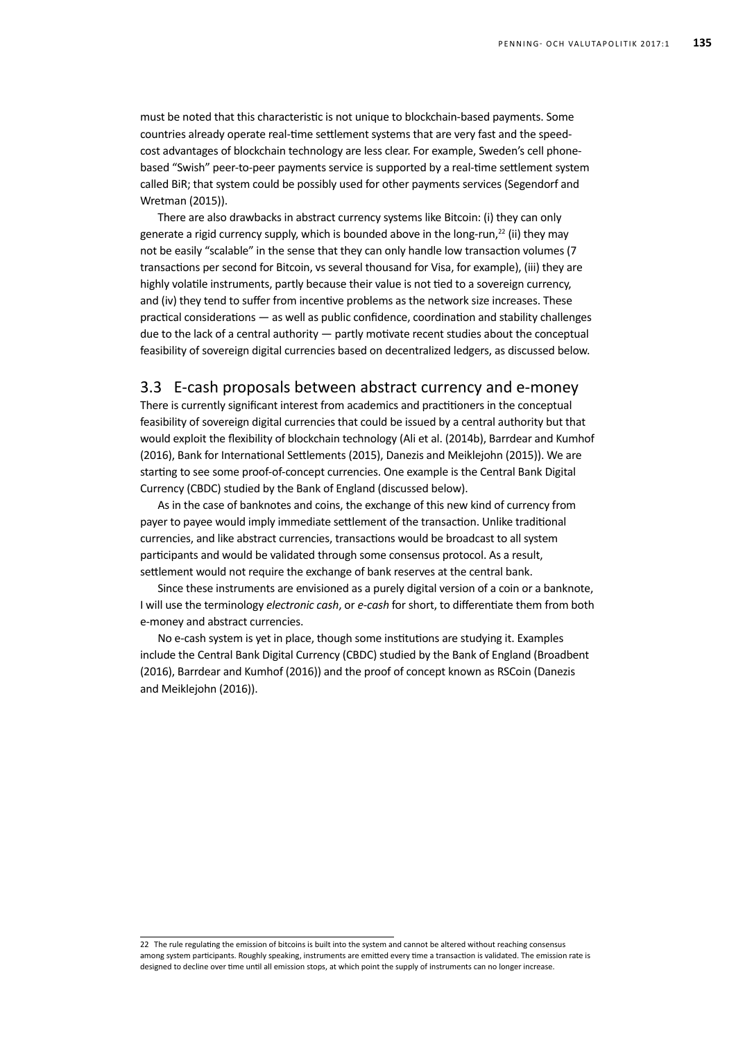must be noted that this characteristic is not unique to blockchain-based payments. Some countries already operate real-time settlement systems that are very fast and the speed-cost advantages of blockchain technology are less clear. For example, Sweden's cell phone-based "Swish" peer-to-peer payments service is supported by a real-time settlement system called BiR; that system could be possibly used for other payments services (Segendorf and Wretman (2015)).

There are also drawbacks in abstract currency systems like Bitcoin: (i) they can only generate a rigid currency supply, which is bounded above in the long-run,[22] (ii) they may not be easily "scalable" in the sense that they can only handle low transaction volumes (7 transactions per second for Bitcoin, vs several thousand for Visa, for example), (iii) they are highly volatile instruments, partly because their value is not tied to a sovereign currency, and (iv) they tend to suffer from incentive problems as the network size increases. These practical considerations — as well as public confidence, coordination and stability challenges due to the lack of a central authority — partly motivate recent studies about the conceptual feasibility of sovereign digital currencies based on decentralized ledgers, as discussed below.

## 3.3 E-cash proposals between abstract currency and e-money

There is currently significant interest from academics and practitioners in the conceptual feasibility of sovereign digital currencies that could be issued by a central authority but that would exploit the flexibility of blockchain technology (Ali et al. (2014b), Barrdear and Kumhof (2016), Bank for International Settlements (2015), Danezis and Meiklejohn (2015)). We are starting to see some proof-of-concept currencies. One example is the Central Bank Digital Currency (CBDC) studied by the Bank of England (discussed below).

As in the case of banknotes and coins, the exchange of this new kind of currency from payer to payee would imply immediate settlement of the transaction. Unlike traditional currencies, and like abstract currencies, transactions would be broadcast to all system participants and would be validated through some consensus protocol. As a result, settlement would not require the exchange of bank reserves at the central bank.

Since these instruments are envisioned as a purely digital version of a coin or a banknote, I will use the terminology *electronic cash*, or *e-cash* for short, to differentiate them from both e-money and abstract currencies.

No e-cash system is yet in place, though some institutions are studying it. Examples include the Central Bank Digital Currency (CBDC) studied by the Bank of England (Broadbent (2016), Barrdear and Kumhof (2016)) and the proof of concept known as RSCoin (Danezis and Meiklejohn (2016)).

---

22 The rule regulating the emission of bitcoins is built into the system and cannot be altered without reaching consensus among system participants. Roughly speaking, instruments are emitted every time a transaction is validated. The emission rate is designed to decline over time until all emission stops, at which point the supply of instruments can no longer increase.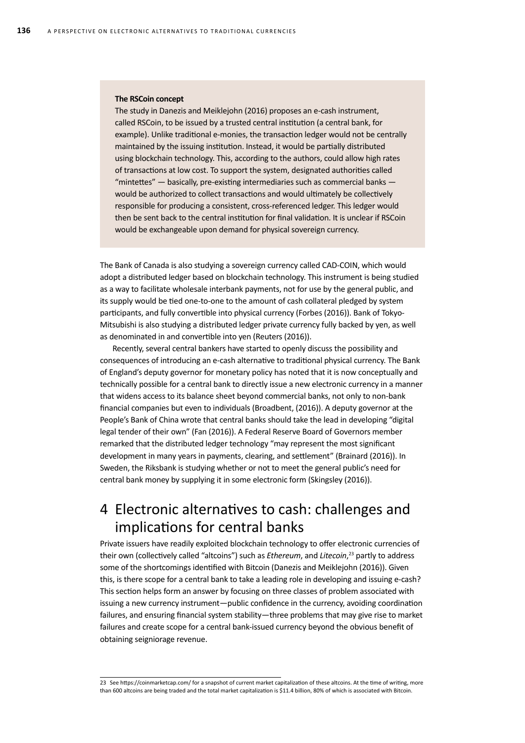**The RSCoin concept**

The study in Danezis and Meiklejohn (2016) proposes an e-cash instrument, called RSCoin, to be issued by a trusted central institution (a central bank, for example). Unlike traditional e-monies, the transaction ledger would not be centrally maintained by the issuing institution. Instead, it would be partially distributed using blockchain technology. This, according to the authors, could allow high rates of transactions at low cost. To support the system, designated authorities called "mintettes" — basically, pre-existing intermediaries such as commercial banks — would be authorized to collect transactions and would ultimately be collectively responsible for producing a consistent, cross-referenced ledger. This ledger would then be sent back to the central institution for final validation. It is unclear if RSCoin would be exchangeable upon demand for physical sovereign currency.

The Bank of Canada is also studying a sovereign currency called CAD-COIN, which would adopt a distributed ledger based on blockchain technology. This instrument is being studied as a way to facilitate wholesale interbank payments, not for use by the general public, and its supply would be tied one-to-one to the amount of cash collateral pledged by system participants, and fully convertible into physical currency (Forbes (2016)). Bank of Tokyo-Mitsubishi is also studying a distributed ledger private currency fully backed by yen, as well as denominated in and convertible into yen (Reuters (2016)).

Recently, several central bankers have started to openly discuss the possibility and consequences of introducing an e-cash alternative to traditional physical currency. The Bank of England's deputy governor for monetary policy has noted that it is now conceptually and technically possible for a central bank to directly issue a new electronic currency in a manner that widens access to its balance sheet beyond commercial banks, not only to non-bank financial companies but even to individuals (Broadbent, (2016)). A deputy governor at the People's Bank of China wrote that central banks should take the lead in developing "digital legal tender of their own" (Fan (2016)). A Federal Reserve Board of Governors member remarked that the distributed ledger technology "may represent the most significant development in many years in payments, clearing, and settlement" (Brainard (2016)). In Sweden, the Riksbank is studying whether or not to meet the general public's need for central bank money by supplying it in some electronic form (Skingsley (2016)).

## 4 Electronic alternatives to cash: challenges and implications for central banks

Private issuers have readily exploited blockchain technology to offer electronic currencies of their own (collectively called "altcoins") such as *Ethereum*, and *Litecoin*,[23] partly to address some of the shortcomings identified with Bitcoin (Danezis and Meiklejohn (2016)). Given this, is there scope for a central bank to take a leading role in developing and issuing e-cash? This section helps form an answer by focusing on three classes of problem associated with issuing a new currency instrument—public confidence in the currency, avoiding coordination failures, and ensuring financial system stability—three problems that may give rise to market failures and create scope for a central bank-issued currency beyond the obvious benefit of obtaining seigniorage revenue.

23 See https://coinmarketcap.com/ for a snapshot of current market capitalization of these altcoins. At the time of writing, more than 600 altcoins are being traded and the total market capitalization is $11.4 billion, 80% of which is associated with Bitcoin.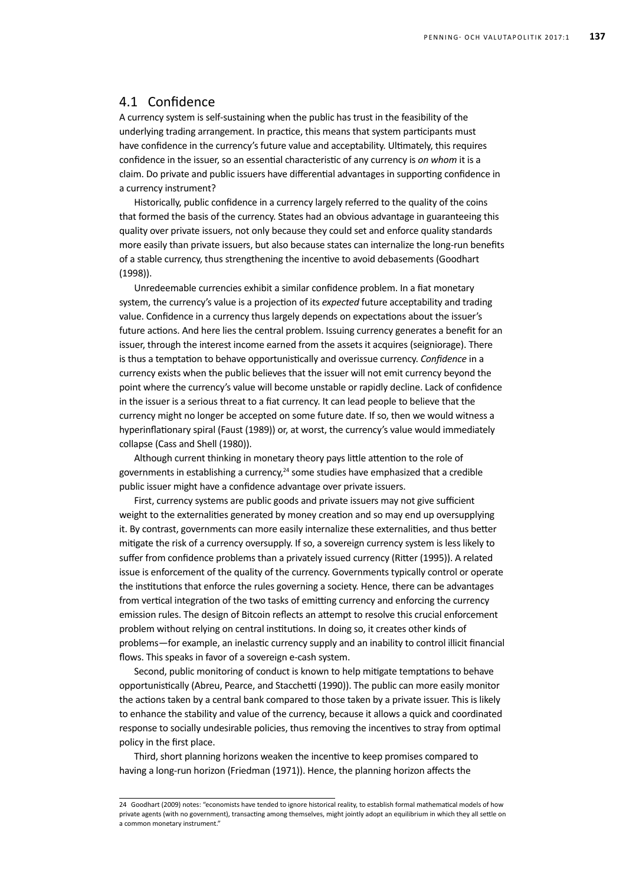## 4.1 Confidence

A currency system is self-sustaining when the public has trust in the feasibility of the underlying trading arrangement. In practice, this means that system participants must have confidence in the currency's future value and acceptability. Ultimately, this requires confidence in the issuer, so an essential characteristic of any currency is *on whom* it is a claim. Do private and public issuers have differential advantages in supporting confidence in a currency instrument?

Historically, public confidence in a currency largely referred to the quality of the coins that formed the basis of the currency. States had an obvious advantage in guaranteeing this quality over private issuers, not only because they could set and enforce quality standards more easily than private issuers, but also because states can internalize the long-run benefits of a stable currency, thus strengthening the incentive to avoid debasements (Goodhart (1998)).

Unredeemable currencies exhibit a similar confidence problem. In a fiat monetary system, the currency's value is a projection of its *expected* future acceptability and trading value. Confidence in a currency thus largely depends on expectations about the issuer's future actions. And here lies the central problem. Issuing currency generates a benefit for an issuer, through the interest income earned from the assets it acquires (seigniorage). There is thus a temptation to behave opportunistically and overissue currency. *Confidence* in a currency exists when the public believes that the issuer will not emit currency beyond the point where the currency's value will become unstable or rapidly decline. Lack of confidence in the issuer is a serious threat to a fiat currency. It can lead people to believe that the currency might no longer be accepted on some future date. If so, then we would witness a hyperinflationary spiral (Faust (1989)) or, at worst, the currency's value would immediately collapse (Cass and Shell (1980)).

Although current thinking in monetary theory pays little attention to the role of governments in establishing a currency,[24] some studies have emphasized that a credible public issuer might have a confidence advantage over private issuers.

First, currency systems are public goods and private issuers may not give sufficient weight to the externalities generated by money creation and so may end up oversupplying it. By contrast, governments can more easily internalize these externalities, and thus better mitigate the risk of a currency oversupply. If so, a sovereign currency system is less likely to suffer from confidence problems than a privately issued currency (Ritter (1995)). A related issue is enforcement of the quality of the currency. Governments typically control or operate the institutions that enforce the rules governing a society. Hence, there can be advantages from vertical integration of the two tasks of emitting currency and enforcing the currency emission rules. The design of Bitcoin reflects an attempt to resolve this crucial enforcement problem without relying on central institutions. In doing so, it creates other kinds of problems—for example, an inelastic currency supply and an inability to control illicit financial flows. This speaks in favor of a sovereign e-cash system.

Second, public monitoring of conduct is known to help mitigate temptations to behave opportunistically (Abreu, Pearce, and Stacchetti (1990)). The public can more easily monitor the actions taken by a central bank compared to those taken by a private issuer. This is likely to enhance the stability and value of the currency, because it allows a quick and coordinated response to socially undesirable policies, thus removing the incentives to stray from optimal policy in the first place.

Third, short planning horizons weaken the incentive to keep promises compared to having a long-run horizon (Friedman (1971)). Hence, the planning horizon affects the

---

24 Goodhart (2009) notes: "economists have tended to ignore historical reality, to establish formal mathematical models of how private agents (with no government), transacting among themselves, might jointly adopt an equilibrium in which they all settle on a common monetary instrument."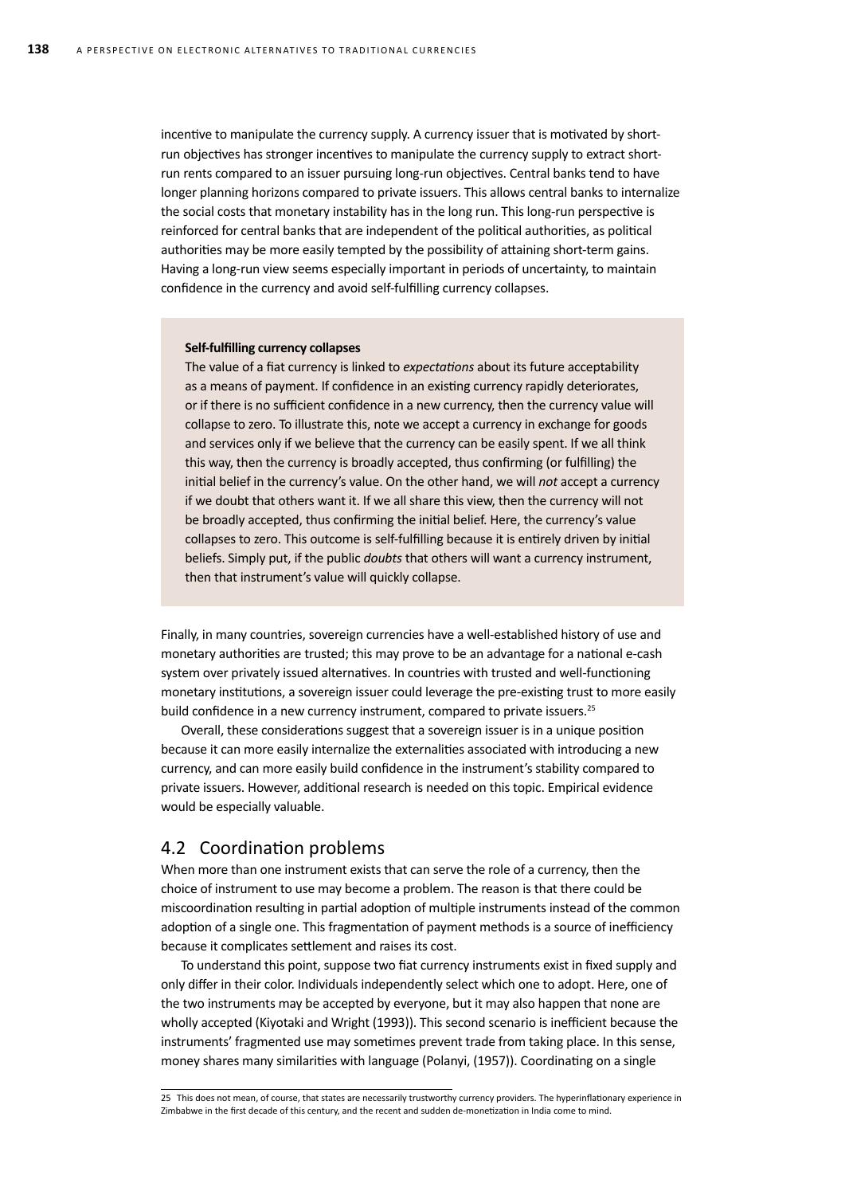incentive to manipulate the currency supply. A currency issuer that is motivated by short-run objectives has stronger incentives to manipulate the currency supply to extract short-run rents compared to an issuer pursuing long-run objectives. Central banks tend to have longer planning horizons compared to private issuers. This allows central banks to internalize the social costs that monetary instability has in the long run. This long-run perspective is reinforced for central banks that are independent of the political authorities, as political authorities may be more easily tempted by the possibility of attaining short-term gains. Having a long-run view seems especially important in periods of uncertainty, to maintain confidence in the currency and avoid self-fulfilling currency collapses.

> **Self-fulfilling currency collapses**
>
> The value of a fiat currency is linked to *expectations* about its future acceptability as a means of payment. If confidence in an existing currency rapidly deteriorates, or if there is no sufficient confidence in a new currency, then the currency value will collapse to zero. To illustrate this, note we accept a currency in exchange for goods and services only if we believe that the currency can be easily spent. If we all think this way, then the currency is broadly accepted, thus confirming (or fulfilling) the initial belief in the currency's value. On the other hand, we will *not* accept a currency if we doubt that others want it. If we all share this view, then the currency will not be broadly accepted, thus confirming the initial belief. Here, the currency's value collapses to zero. This outcome is self-fulfilling because it is entirely driven by initial beliefs. Simply put, if the public *doubts* that others will want a currency instrument, then that instrument's value will quickly collapse.

Finally, in many countries, sovereign currencies have a well-established history of use and monetary authorities are trusted; this may prove to be an advantage for a national e-cash system over privately issued alternatives. In countries with trusted and well-functioning monetary institutions, a sovereign issuer could leverage the pre-existing trust to more easily build confidence in a new currency instrument, compared to private issuers.[25]

Overall, these considerations suggest that a sovereign issuer is in a unique position because it can more easily internalize the externalities associated with introducing a new currency, and can more easily build confidence in the instrument's stability compared to private issuers. However, additional research is needed on this topic. Empirical evidence would be especially valuable.

## 4.2 Coordination problems

When more than one instrument exists that can serve the role of a currency, then the choice of instrument to use may become a problem. The reason is that there could be miscoordination resulting in partial adoption of multiple instruments instead of the common adoption of a single one. This fragmentation of payment methods is a source of inefficiency because it complicates settlement and raises its cost.

To understand this point, suppose two fiat currency instruments exist in fixed supply and only differ in their color. Individuals independently select which one to adopt. Here, one of the two instruments may be accepted by everyone, but it may also happen that none are wholly accepted (Kiyotaki and Wright (1993)). This second scenario is inefficient because the instruments' fragmented use may sometimes prevent trade from taking place. In this sense, money shares many similarities with language (Polanyi, (1957)). Coordinating on a single

25 This does not mean, of course, that states are necessarily trustworthy currency providers. The hyperinflationary experience in Zimbabwe in the first decade of this century, and the recent and sudden de-monetization in India come to mind.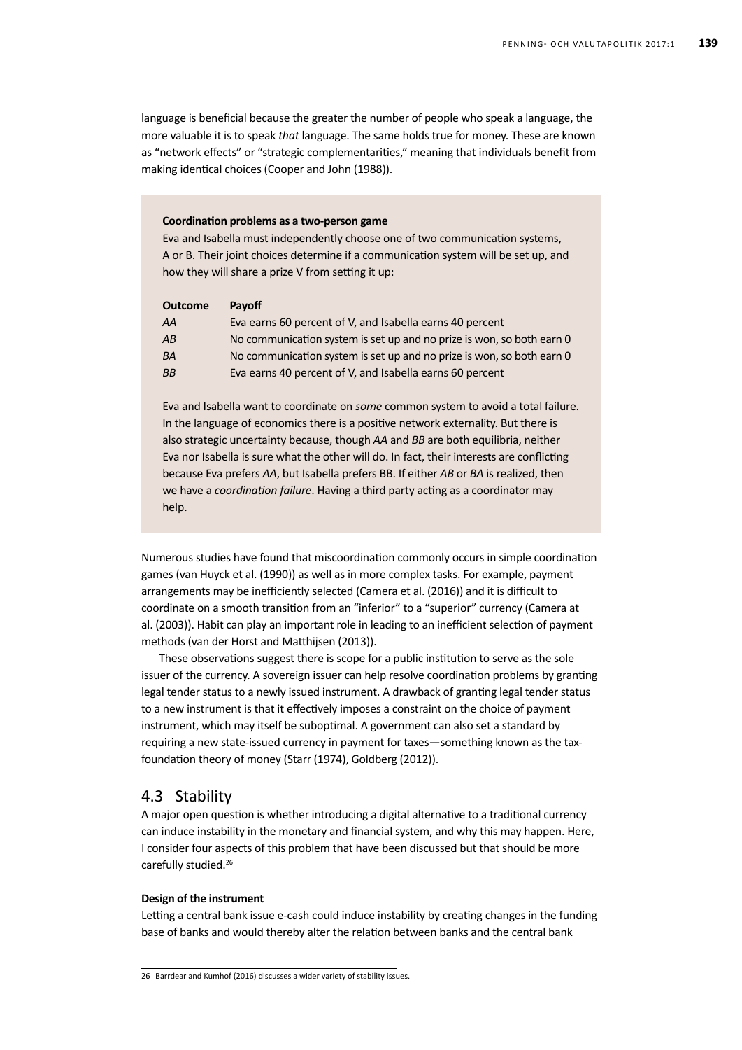language is beneficial because the greater the number of people who speak a language, the more valuable it is to speak *that* language. The same holds true for money. These are known as "network effects" or "strategic complementarities," meaning that individuals benefit from making identical choices (Cooper and John (1988)).

**Coordination problems as a two-person game**

Eva and Isabella must independently choose one of two communication systems, A or B. Their joint choices determine if a communication system will be set up, and how they will share a prize V from setting it up:

| Outcome | Payoff |
|---|---|
| *AA* | Eva earns 60 percent of V, and Isabella earns 40 percent |
| *AB* | No communication system is set up and no prize is won, so both earn 0 |
| *BA* | No communication system is set up and no prize is won, so both earn 0 |
| *BB* | Eva earns 40 percent of V, and Isabella earns 60 percent |

Eva and Isabella want to coordinate on *some* common system to avoid a total failure. In the language of economics there is a positive network externality. But there is also strategic uncertainty because, though *AA* and *BB* are both equilibria, neither Eva nor Isabella is sure what the other will do. In fact, their interests are conflicting because Eva prefers *AA*, but Isabella prefers BB. If either *AB* or *BA* is realized, then we have a *coordination failure*. Having a third party acting as a coordinator may help.

Numerous studies have found that miscoordination commonly occurs in simple coordination games (van Huyck et al. (1990)) as well as in more complex tasks. For example, payment arrangements may be inefficiently selected (Camera et al. (2016)) and it is difficult to coordinate on a smooth transition from an "inferior" to a "superior" currency (Camera at al. (2003)). Habit can play an important role in leading to an inefficient selection of payment methods (van der Horst and Matthijsen (2013)).

These observations suggest there is scope for a public institution to serve as the sole issuer of the currency. A sovereign issuer can help resolve coordination problems by granting legal tender status to a newly issued instrument. A drawback of granting legal tender status to a new instrument is that it effectively imposes a constraint on the choice of payment instrument, which may itself be suboptimal. A government can also set a standard by requiring a new state-issued currency in payment for taxes—something known as the tax-foundation theory of money (Starr (1974), Goldberg (2012)).

## 4.3 Stability

A major open question is whether introducing a digital alternative to a traditional currency can induce instability in the monetary and financial system, and why this may happen. Here, I consider four aspects of this problem that have been discussed but that should be more carefully studied.[26]

**Design of the instrument**

Letting a central bank issue e-cash could induce instability by creating changes in the funding base of banks and would thereby alter the relation between banks and the central bank

26 Barrdear and Kumhof (2016) discusses a wider variety of stability issues.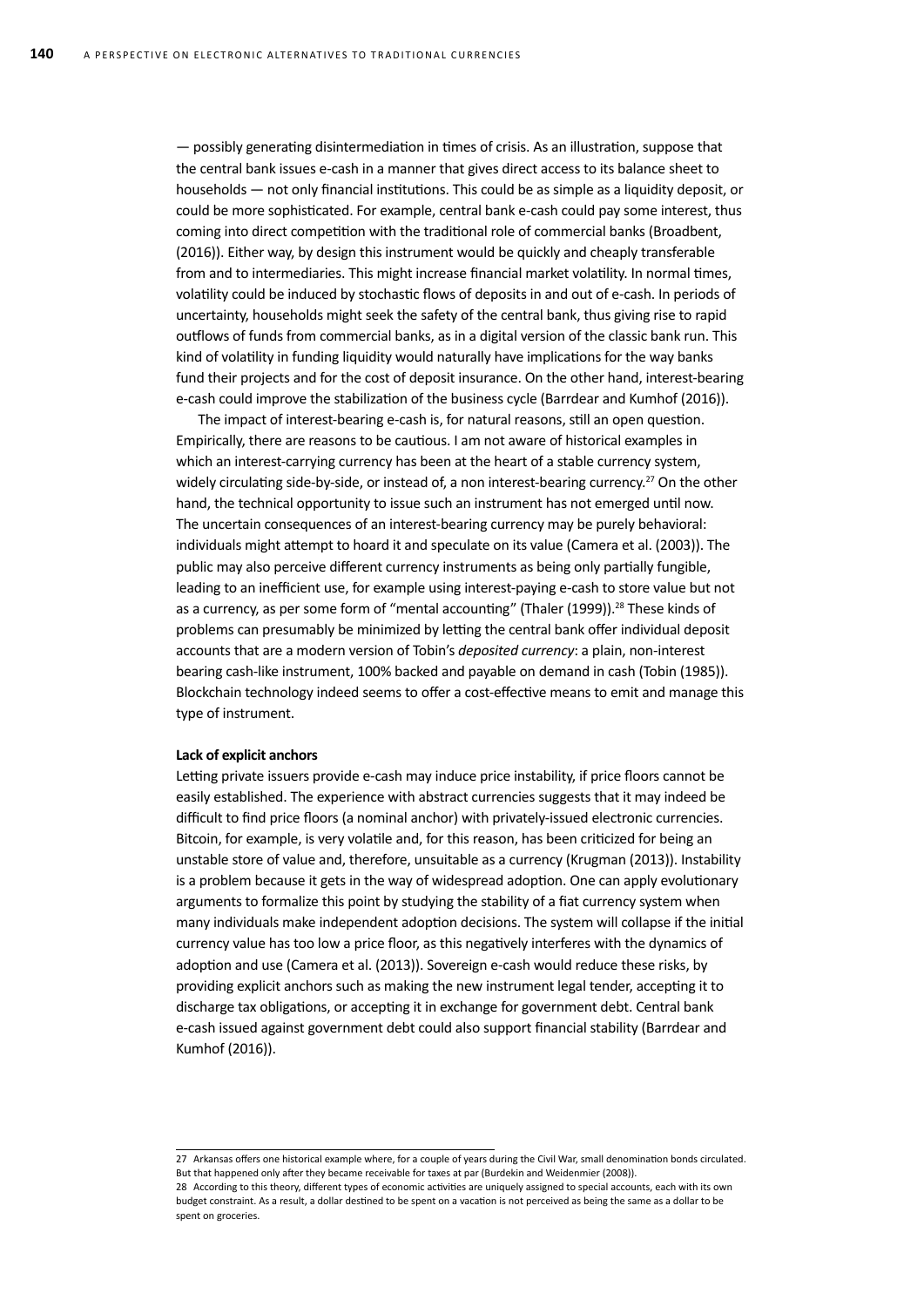— possibly generating disintermediation in times of crisis. As an illustration, suppose that the central bank issues e-cash in a manner that gives direct access to its balance sheet to households — not only financial institutions. This could be as simple as a liquidity deposit, or could be more sophisticated. For example, central bank e-cash could pay some interest, thus coming into direct competition with the traditional role of commercial banks (Broadbent, (2016)). Either way, by design this instrument would be quickly and cheaply transferable from and to intermediaries. This might increase financial market volatility. In normal times, volatility could be induced by stochastic flows of deposits in and out of e-cash. In periods of uncertainty, households might seek the safety of the central bank, thus giving rise to rapid outflows of funds from commercial banks, as in a digital version of the classic bank run. This kind of volatility in funding liquidity would naturally have implications for the way banks fund their projects and for the cost of deposit insurance. On the other hand, interest-bearing e-cash could improve the stabilization of the business cycle (Barrdear and Kumhof (2016)).

The impact of interest-bearing e-cash is, for natural reasons, still an open question. Empirically, there are reasons to be cautious. I am not aware of historical examples in which an interest-carrying currency has been at the heart of a stable currency system, widely circulating side-by-side, or instead of, a non interest-bearing currency.[27] On the other hand, the technical opportunity to issue such an instrument has not emerged until now. The uncertain consequences of an interest-bearing currency may be purely behavioral: individuals might attempt to hoard it and speculate on its value (Camera et al. (2003)). The public may also perceive different currency instruments as being only partially fungible, leading to an inefficient use, for example using interest-paying e-cash to store value but not as a currency, as per some form of "mental accounting" (Thaler (1999)).[28] These kinds of problems can presumably be minimized by letting the central bank offer individual deposit accounts that are a modern version of Tobin's *deposited currency*: a plain, non-interest bearing cash-like instrument, 100% backed and payable on demand in cash (Tobin (1985)). Blockchain technology indeed seems to offer a cost-effective means to emit and manage this type of instrument.

**Lack of explicit anchors**

Letting private issuers provide e-cash may induce price instability, if price floors cannot be easily established. The experience with abstract currencies suggests that it may indeed be difficult to find price floors (a nominal anchor) with privately-issued electronic currencies. Bitcoin, for example, is very volatile and, for this reason, has been criticized for being an unstable store of value and, therefore, unsuitable as a currency (Krugman (2013)). Instability is a problem because it gets in the way of widespread adoption. One can apply evolutionary arguments to formalize this point by studying the stability of a fiat currency system when many individuals make independent adoption decisions. The system will collapse if the initial currency value has too low a price floor, as this negatively interferes with the dynamics of adoption and use (Camera et al. (2013)). Sovereign e-cash would reduce these risks, by providing explicit anchors such as making the new instrument legal tender, accepting it to discharge tax obligations, or accepting it in exchange for government debt. Central bank e-cash issued against government debt could also support financial stability (Barrdear and Kumhof (2016)).

---

27 Arkansas offers one historical example where, for a couple of years during the Civil War, small denomination bonds circulated. But that happened only after they became receivable for taxes at par (Burdekin and Weidenmier (2008)).

28 According to this theory, different types of economic activities are uniquely assigned to special accounts, each with its own budget constraint. As a result, a dollar destined to be spent on a vacation is not perceived as being the same as a dollar to be spent on groceries.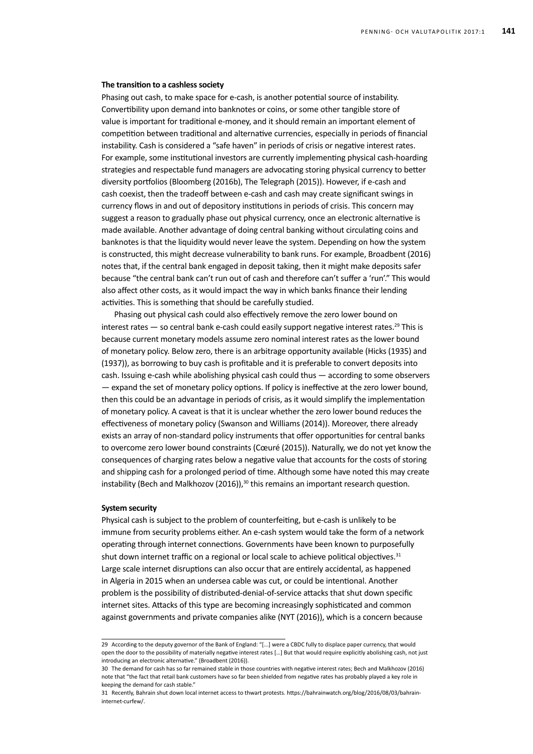**The transition to a cashless society**

Phasing out cash, to make space for e-cash, is another potential source of instability. Convertibility upon demand into banknotes or coins, or some other tangible store of value is important for traditional e-money, and it should remain an important element of competition between traditional and alternative currencies, especially in periods of financial instability. Cash is considered a "safe haven" in periods of crisis or negative interest rates. For example, some institutional investors are currently implementing physical cash-hoarding strategies and respectable fund managers are advocating storing physical currency to better diversity portfolios (Bloomberg (2016b), The Telegraph (2015)). However, if e-cash and cash coexist, then the tradeoff between e-cash and cash may create significant swings in currency flows in and out of depository institutions in periods of crisis. This concern may suggest a reason to gradually phase out physical currency, once an electronic alternative is made available. Another advantage of doing central banking without circulating coins and banknotes is that the liquidity would never leave the system. Depending on how the system is constructed, this might decrease vulnerability to bank runs. For example, Broadbent (2016) notes that, if the central bank engaged in deposit taking, then it might make deposits safer because "the central bank can't run out of cash and therefore can't suffer a 'run'." This would also affect other costs, as it would impact the way in which banks finance their lending activities. This is something that should be carefully studied.

Phasing out physical cash could also effectively remove the zero lower bound on interest rates — so central bank e-cash could easily support negative interest rates.[29] This is because current monetary models assume zero nominal interest rates as the lower bound of monetary policy. Below zero, there is an arbitrage opportunity available (Hicks (1935) and (1937)), as borrowing to buy cash is profitable and it is preferable to convert deposits into cash. Issuing e-cash while abolishing physical cash could thus — according to some observers — expand the set of monetary policy options. If policy is ineffective at the zero lower bound, then this could be an advantage in periods of crisis, as it would simplify the implementation of monetary policy. A caveat is that it is unclear whether the zero lower bound reduces the effectiveness of monetary policy (Swanson and Williams (2014)). Moreover, there already exists an array of non-standard policy instruments that offer opportunities for central banks to overcome zero lower bound constraints (Cœuré (2015)). Naturally, we do not yet know the consequences of charging rates below a negative value that accounts for the costs of storing and shipping cash for a prolonged period of time. Although some have noted this may create instability (Bech and Malkhozov (2016)),[30] this remains an important research question.

**System security**

Physical cash is subject to the problem of counterfeiting, but e-cash is unlikely to be immune from security problems either. An e-cash system would take the form of a network operating through internet connections. Governments have been known to purposefully shut down internet traffic on a regional or local scale to achieve political objectives.[31] Large scale internet disruptions can also occur that are entirely accidental, as happened in Algeria in 2015 when an undersea cable was cut, or could be intentional. Another problem is the possibility of distributed-denial-of-service attacks that shut down specific internet sites. Attacks of this type are becoming increasingly sophisticated and common against governments and private companies alike (NYT (2016)), which is a concern because

---

29 According to the deputy governor of the Bank of England: "[...] were a CBDC fully to displace paper currency, that would open the door to the possibility of materially negative interest rates […] But that would require explicitly abolishing cash, not just introducing an electronic alternative." (Broadbent (2016)).

30 The demand for cash has so far remained stable in those countries with negative interest rates; Bech and Malkhozov (2016) note that "the fact that retail bank customers have so far been shielded from negative rates has probably played a key role in keeping the demand for cash stable."

31 Recently, Bahrain shut down local internet access to thwart protests. https://bahrainwatch.org/blog/2016/08/03/bahrain-internet-curfew/.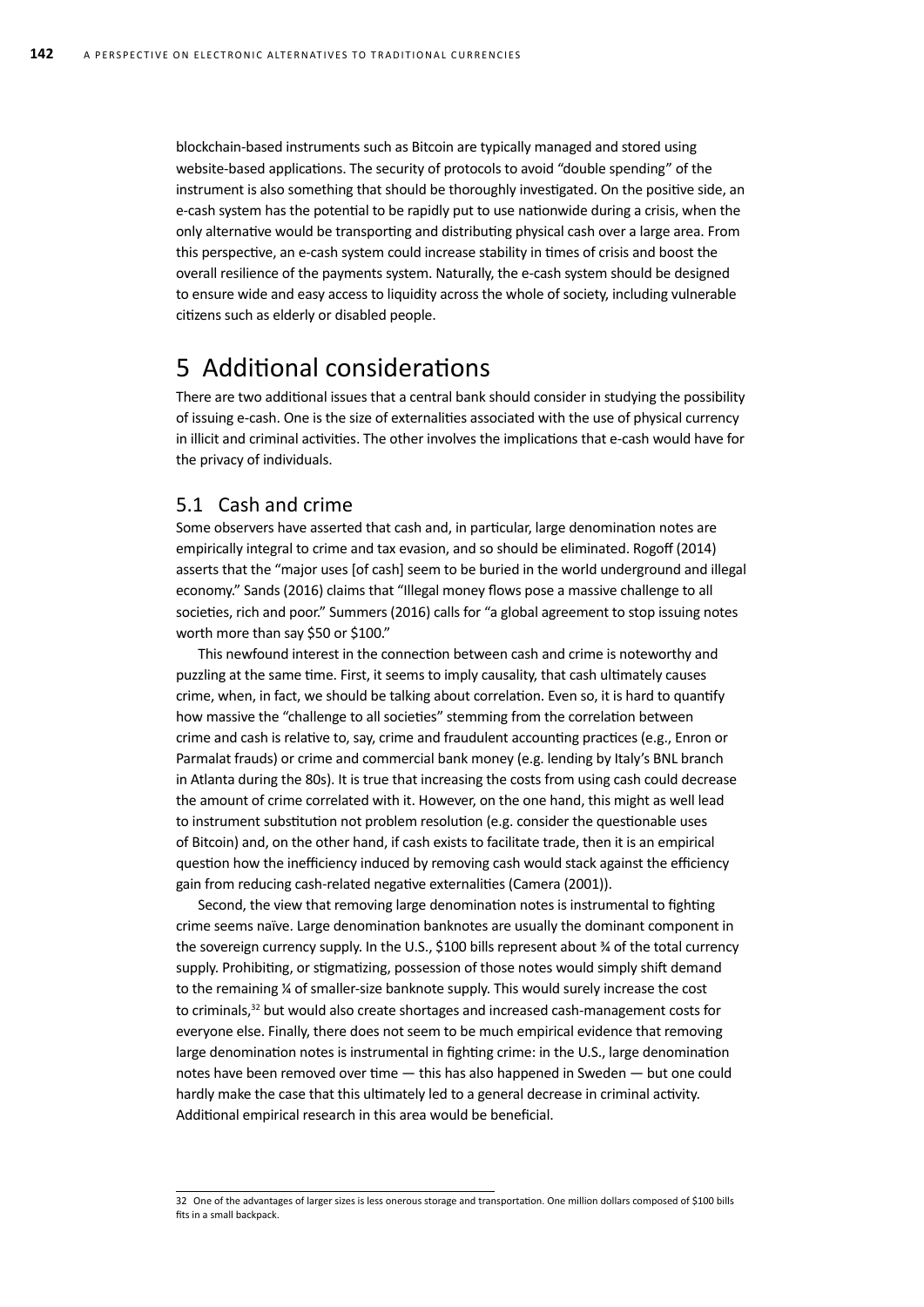blockchain-based instruments such as Bitcoin are typically managed and stored using website-based applications. The security of protocols to avoid "double spending" of the instrument is also something that should be thoroughly investigated. On the positive side, an e-cash system has the potential to be rapidly put to use nationwide during a crisis, when the only alternative would be transporting and distributing physical cash over a large area. From this perspective, an e-cash system could increase stability in times of crisis and boost the overall resilience of the payments system. Naturally, the e-cash system should be designed to ensure wide and easy access to liquidity across the whole of society, including vulnerable citizens such as elderly or disabled people.

# 5 Additional considerations

There are two additional issues that a central bank should consider in studying the possibility of issuing e-cash. One is the size of externalities associated with the use of physical currency in illicit and criminal activities. The other involves the implications that e-cash would have for the privacy of individuals.

## 5.1 Cash and crime

Some observers have asserted that cash and, in particular, large denomination notes are empirically integral to crime and tax evasion, and so should be eliminated. Rogoff (2014) asserts that the "major uses [of cash] seem to be buried in the world underground and illegal economy." Sands (2016) claims that "Illegal money flows pose a massive challenge to all societies, rich and poor." Summers (2016) calls for "a global agreement to stop issuing notes worth more than say $50 or $100."

This newfound interest in the connection between cash and crime is noteworthy and puzzling at the same time. First, it seems to imply causality, that cash ultimately causes crime, when, in fact, we should be talking about correlation. Even so, it is hard to quantify how massive the "challenge to all societies" stemming from the correlation between crime and cash is relative to, say, crime and fraudulent accounting practices (e.g., Enron or Parmalat frauds) or crime and commercial bank money (e.g. lending by Italy's BNL branch in Atlanta during the 80s). It is true that increasing the costs from using cash could decrease the amount of crime correlated with it. However, on the one hand, this might as well lead to instrument substitution not problem resolution (e.g. consider the questionable uses of Bitcoin) and, on the other hand, if cash exists to facilitate trade, then it is an empirical question how the inefficiency induced by removing cash would stack against the efficiency gain from reducing cash-related negative externalities (Camera (2001)).

Second, the view that removing large denomination notes is instrumental to fighting crime seems naïve. Large denomination banknotes are usually the dominant component in the sovereign currency supply. In the U.S., $100 bills represent about ¾ of the total currency supply. Prohibiting, or stigmatizing, possession of those notes would simply shift demand to the remaining ¼ of smaller-size banknote supply. This would surely increase the cost to criminals,[32] but would also create shortages and increased cash-management costs for everyone else. Finally, there does not seem to be much empirical evidence that removing large denomination notes is instrumental in fighting crime: in the U.S., large denomination notes have been removed over time — this has also happened in Sweden — but one could hardly make the case that this ultimately led to a general decrease in criminal activity. Additional empirical research in this area would be beneficial.

---

32 One of the advantages of larger sizes is less onerous storage and transportation. One million dollars composed of $100 bills fits in a small backpack.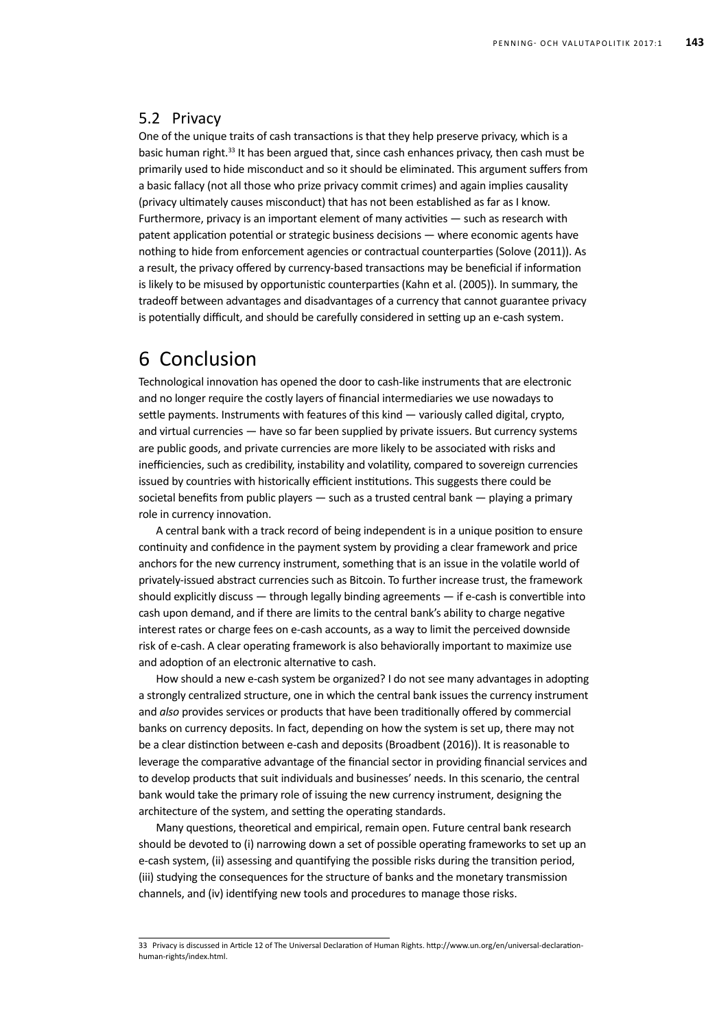## 5.2 Privacy

One of the unique traits of cash transactions is that they help preserve privacy, which is a basic human right.[33] It has been argued that, since cash enhances privacy, then cash must be primarily used to hide misconduct and so it should be eliminated. This argument suffers from a basic fallacy (not all those who prize privacy commit crimes) and again implies causality (privacy ultimately causes misconduct) that has not been established as far as I know. Furthermore, privacy is an important element of many activities — such as research with patent application potential or strategic business decisions — where economic agents have nothing to hide from enforcement agencies or contractual counterparties (Solove (2011)). As a result, the privacy offered by currency-based transactions may be beneficial if information is likely to be misused by opportunistic counterparties (Kahn et al. (2005)). In summary, the tradeoff between advantages and disadvantages of a currency that cannot guarantee privacy is potentially difficult, and should be carefully considered in setting up an e-cash system.

# 6 Conclusion

Technological innovation has opened the door to cash-like instruments that are electronic and no longer require the costly layers of financial intermediaries we use nowadays to settle payments. Instruments with features of this kind — variously called digital, crypto, and virtual currencies — have so far been supplied by private issuers. But currency systems are public goods, and private currencies are more likely to be associated with risks and inefficiencies, such as credibility, instability and volatility, compared to sovereign currencies issued by countries with historically efficient institutions. This suggests there could be societal benefits from public players — such as a trusted central bank — playing a primary role in currency innovation.

A central bank with a track record of being independent is in a unique position to ensure continuity and confidence in the payment system by providing a clear framework and price anchors for the new currency instrument, something that is an issue in the volatile world of privately-issued abstract currencies such as Bitcoin. To further increase trust, the framework should explicitly discuss — through legally binding agreements — if e-cash is convertible into cash upon demand, and if there are limits to the central bank's ability to charge negative interest rates or charge fees on e-cash accounts, as a way to limit the perceived downside risk of e-cash. A clear operating framework is also behaviorally important to maximize use and adoption of an electronic alternative to cash.

How should a new e-cash system be organized? I do not see many advantages in adopting a strongly centralized structure, one in which the central bank issues the currency instrument and *also* provides services or products that have been traditionally offered by commercial banks on currency deposits. In fact, depending on how the system is set up, there may not be a clear distinction between e-cash and deposits (Broadbent (2016)). It is reasonable to leverage the comparative advantage of the financial sector in providing financial services and to develop products that suit individuals and businesses' needs. In this scenario, the central bank would take the primary role of issuing the new currency instrument, designing the architecture of the system, and setting the operating standards.

Many questions, theoretical and empirical, remain open. Future central bank research should be devoted to (i) narrowing down a set of possible operating frameworks to set up an e-cash system, (ii) assessing and quantifying the possible risks during the transition period, (iii) studying the consequences for the structure of banks and the monetary transmission channels, and (iv) identifying new tools and procedures to manage those risks.

---

33 Privacy is discussed in Article 12 of The Universal Declaration of Human Rights. http://www.un.org/en/universal-declaration-human-rights/index.html.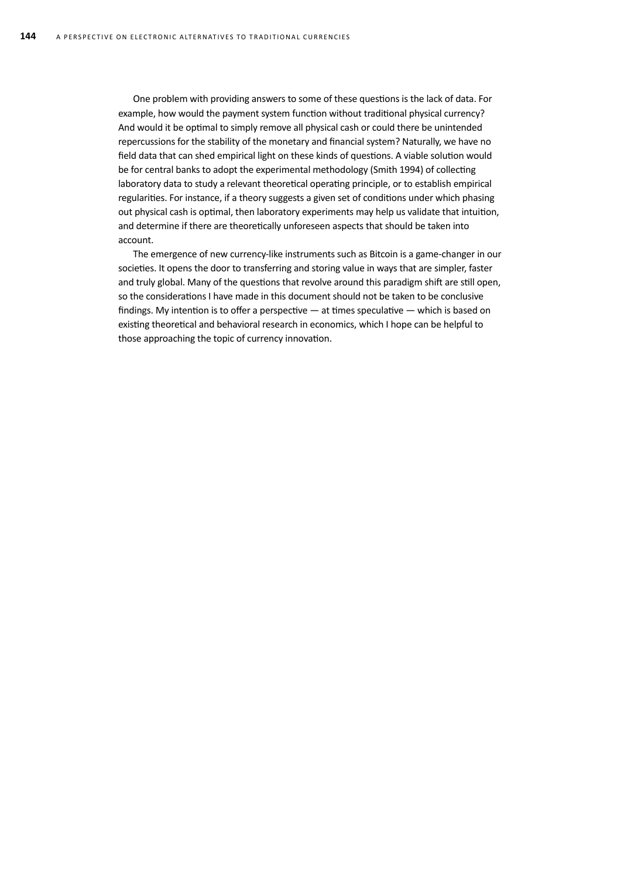One problem with providing answers to some of these questions is the lack of data. For example, how would the payment system function without traditional physical currency? And would it be optimal to simply remove all physical cash or could there be unintended repercussions for the stability of the monetary and financial system? Naturally, we have no field data that can shed empirical light on these kinds of questions. A viable solution would be for central banks to adopt the experimental methodology (Smith 1994) of collecting laboratory data to study a relevant theoretical operating principle, or to establish empirical regularities. For instance, if a theory suggests a given set of conditions under which phasing out physical cash is optimal, then laboratory experiments may help us validate that intuition, and determine if there are theoretically unforeseen aspects that should be taken into account.

The emergence of new currency-like instruments such as Bitcoin is a game-changer in our societies. It opens the door to transferring and storing value in ways that are simpler, faster and truly global. Many of the questions that revolve around this paradigm shift are still open, so the considerations I have made in this document should not be taken to be conclusive findings. My intention is to offer a perspective — at times speculative — which is based on existing theoretical and behavioral research in economics, which I hope can be helpful to those approaching the topic of currency innovation.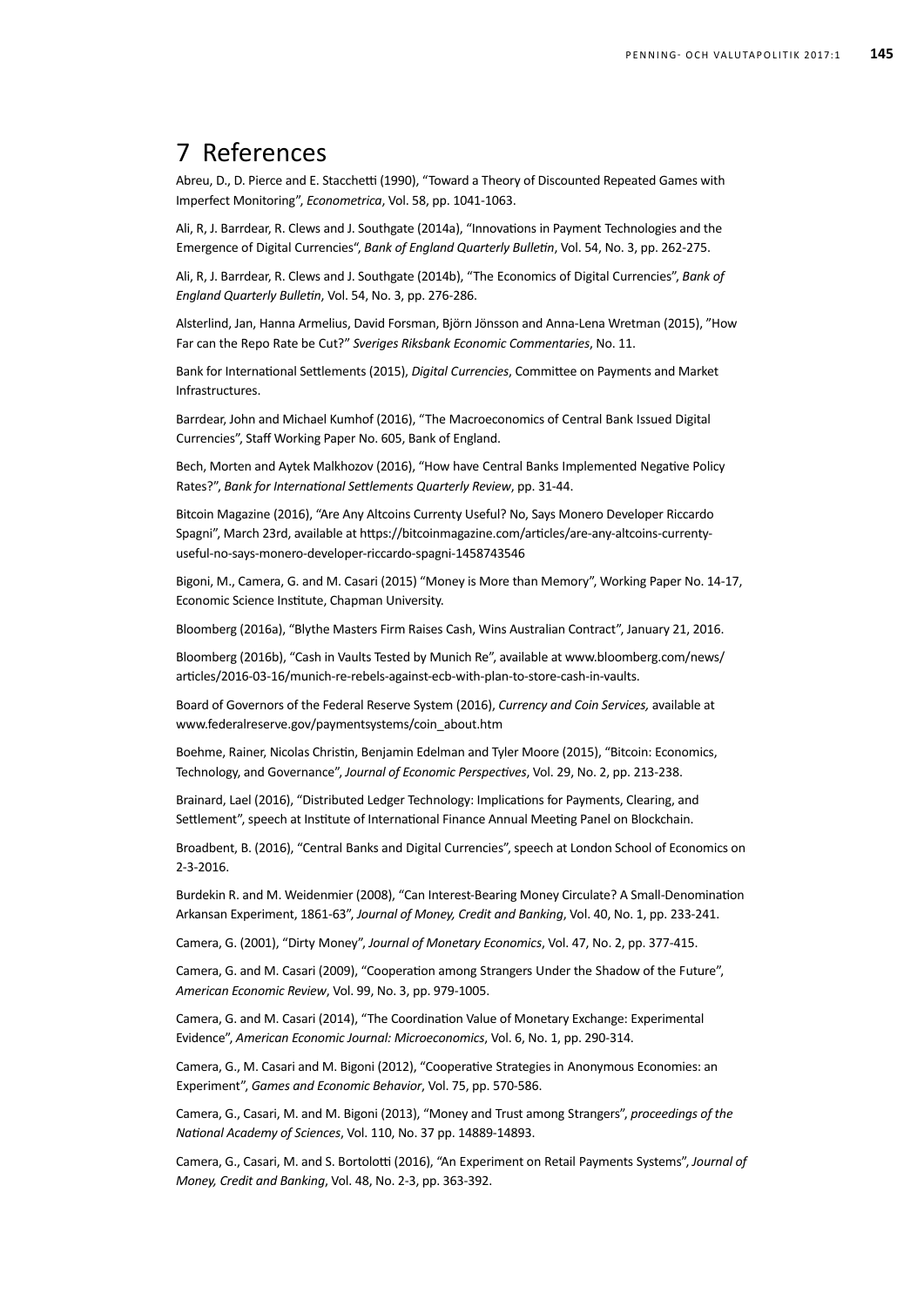# 7 References

Abreu, D., D. Pierce and E. Stacchetti (1990), "Toward a Theory of Discounted Repeated Games with Imperfect Monitoring", *Econometrica*, Vol. 58, pp. 1041-1063.

Ali, R, J. Barrdear, R. Clews and J. Southgate (2014a), "Innovations in Payment Technologies and the Emergence of Digital Currencies", *Bank of England Quarterly Bulletin*, Vol. 54, No. 3, pp. 262-275.

Ali, R, J. Barrdear, R. Clews and J. Southgate (2014b), "The Economics of Digital Currencies", *Bank of England Quarterly Bulletin*, Vol. 54, No. 3, pp. 276-286.

Alsterlind, Jan, Hanna Armelius, David Forsman, Björn Jönsson and Anna-Lena Wretman (2015), "How Far can the Repo Rate be Cut?" *Sveriges Riksbank Economic Commentaries*, No. 11.

Bank for International Settlements (2015), *Digital Currencies*, Committee on Payments and Market Infrastructures.

Barrdear, John and Michael Kumhof (2016), "The Macroeconomics of Central Bank Issued Digital Currencies", Staff Working Paper No. 605, Bank of England.

Bech, Morten and Aytek Malkhozov (2016), "How have Central Banks Implemented Negative Policy Rates?", *Bank for International Settlements Quarterly Review*, pp. 31-44.

Bitcoin Magazine (2016), "Are Any Altcoins Currenty Useful? No, Says Monero Developer Riccardo Spagni", March 23rd, available at https://bitcoinmagazine.com/articles/are-any-altcoins-currenty-useful-no-says-monero-developer-riccardo-spagni-1458743546

Bigoni, M., Camera, G. and M. Casari (2015) "Money is More than Memory", Working Paper No. 14-17, Economic Science Institute, Chapman University.

Bloomberg (2016a), "Blythe Masters Firm Raises Cash, Wins Australian Contract", January 21, 2016.

Bloomberg (2016b), "Cash in Vaults Tested by Munich Re", available at www.bloomberg.com/news/articles/2016-03-16/munich-re-rebels-against-ecb-with-plan-to-store-cash-in-vaults.

Board of Governors of the Federal Reserve System (2016), *Currency and Coin Services,* available at www.federalreserve.gov/paymentsystems/coin_about.htm

Boehme, Rainer, Nicolas Christin, Benjamin Edelman and Tyler Moore (2015), "Bitcoin: Economics, Technology, and Governance", *Journal of Economic Perspectives*, Vol. 29, No. 2, pp. 213-238.

Brainard, Lael (2016), "Distributed Ledger Technology: Implications for Payments, Clearing, and Settlement", speech at Institute of International Finance Annual Meeting Panel on Blockchain.

Broadbent, B. (2016), "Central Banks and Digital Currencies", speech at London School of Economics on 2-3-2016.

Burdekin R. and M. Weidenmier (2008), "Can Interest-Bearing Money Circulate? A Small-Denomination Arkansan Experiment, 1861-63", *Journal of Money, Credit and Banking*, Vol. 40, No. 1, pp. 233-241.

Camera, G. (2001), "Dirty Money", *Journal of Monetary Economics*, Vol. 47, No. 2, pp. 377-415.

Camera, G. and M. Casari (2009), "Cooperation among Strangers Under the Shadow of the Future", *American Economic Review*, Vol. 99, No. 3, pp. 979-1005.

Camera, G. and M. Casari (2014), "The Coordination Value of Monetary Exchange: Experimental Evidence", *American Economic Journal: Microeconomics*, Vol. 6, No. 1, pp. 290-314.

Camera, G., M. Casari and M. Bigoni (2012), "Cooperative Strategies in Anonymous Economies: an Experiment", *Games and Economic Behavior*, Vol. 75, pp. 570-586.

Camera, G., Casari, M. and M. Bigoni (2013), "Money and Trust among Strangers", *proceedings of the National Academy of Sciences*, Vol. 110, No. 37 pp. 14889-14893.

Camera, G., Casari, M. and S. Bortolotti (2016), "An Experiment on Retail Payments Systems", *Journal of Money, Credit and Banking*, Vol. 48, No. 2-3, pp. 363-392.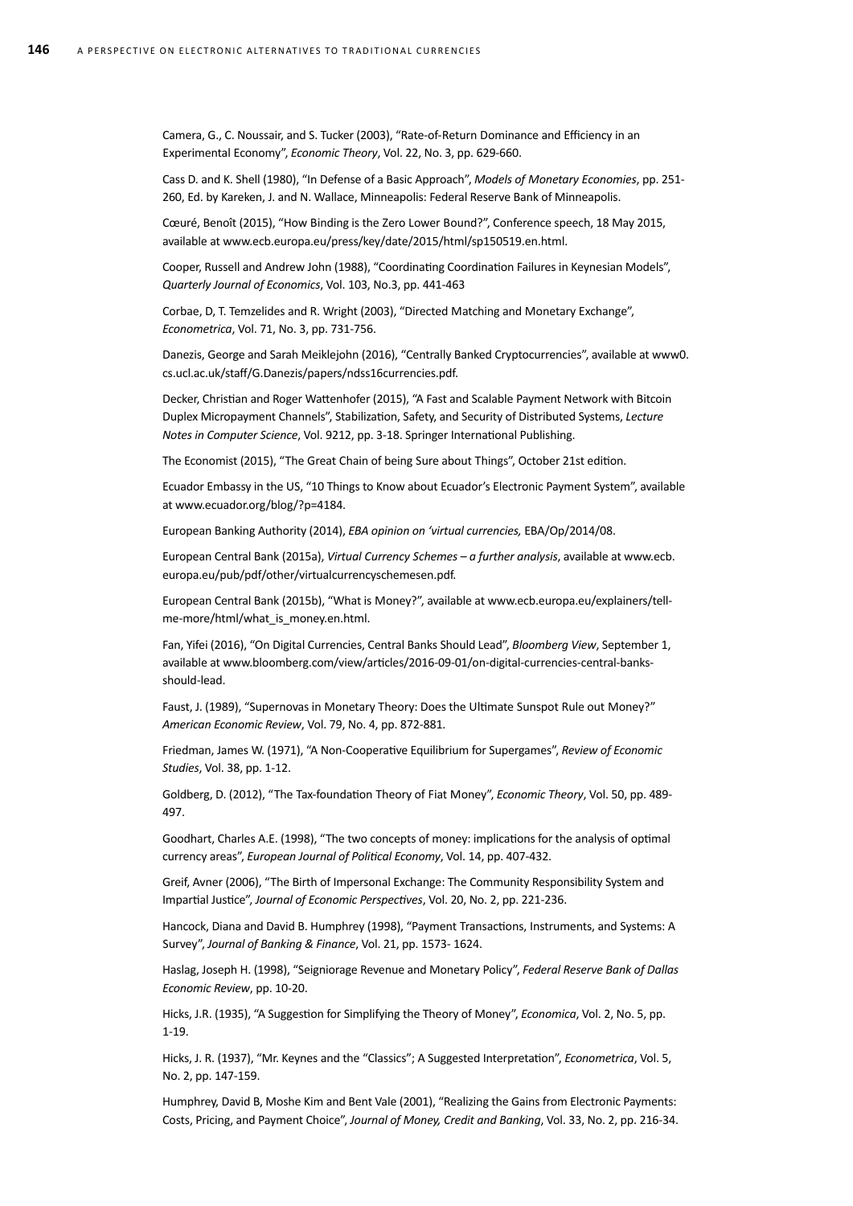Camera, G., C. Noussair, and S. Tucker (2003), "Rate-of-Return Dominance and Efficiency in an Experimental Economy", *Economic Theory*, Vol. 22, No. 3, pp. 629-660.

Cass D. and K. Shell (1980), "In Defense of a Basic Approach", *Models of Monetary Economies*, pp. 251-260, Ed. by Kareken, J. and N. Wallace, Minneapolis: Federal Reserve Bank of Minneapolis.

Cœuré, Benoît (2015), "How Binding is the Zero Lower Bound?", Conference speech, 18 May 2015, available at www.ecb.europa.eu/press/key/date/2015/html/sp150519.en.html.

Cooper, Russell and Andrew John (1988), "Coordinating Coordination Failures in Keynesian Models", *Quarterly Journal of Economics*, Vol. 103, No.3, pp. 441-463

Corbae, D, T. Temzelides and R. Wright (2003), "Directed Matching and Monetary Exchange", *Econometrica*, Vol. 71, No. 3, pp. 731-756.

Danezis, George and Sarah Meiklejohn (2016), "Centrally Banked Cryptocurrencies", available at www0.cs.ucl.ac.uk/staff/G.Danezis/papers/ndss16currencies.pdf.

Decker, Christian and Roger Wattenhofer (2015), "A Fast and Scalable Payment Network with Bitcoin Duplex Micropayment Channels", Stabilization, Safety, and Security of Distributed Systems, *Lecture Notes in Computer Science*, Vol. 9212, pp. 3-18. Springer International Publishing.

The Economist (2015), "The Great Chain of being Sure about Things", October 21st edition.

Ecuador Embassy in the US, "10 Things to Know about Ecuador's Electronic Payment System", available at www.ecuador.org/blog/?p=4184.

European Banking Authority (2014), *EBA opinion on 'virtual currencies,* EBA/Op/2014/08.

European Central Bank (2015a), *Virtual Currency Schemes – a further analysis*, available at www.ecb.europa.eu/pub/pdf/other/virtualcurrencyschemesen.pdf.

European Central Bank (2015b), "What is Money?", available at www.ecb.europa.eu/explainers/tell-me-more/html/what_is_money.en.html.

Fan, Yifei (2016), "On Digital Currencies, Central Banks Should Lead", *Bloomberg View*, September 1, available at www.bloomberg.com/view/articles/2016-09-01/on-digital-currencies-central-banks-should-lead.

Faust, J. (1989), "Supernovas in Monetary Theory: Does the Ultimate Sunspot Rule out Money?" *American Economic Review*, Vol. 79, No. 4, pp. 872-881.

Friedman, James W. (1971), "A Non-Cooperative Equilibrium for Supergames", *Review of Economic Studies*, Vol. 38, pp. 1-12.

Goldberg, D. (2012), "The Tax-foundation Theory of Fiat Money", *Economic Theory*, Vol. 50, pp. 489-497.

Goodhart, Charles A.E. (1998), "The two concepts of money: implications for the analysis of optimal currency areas", *European Journal of Political Economy*, Vol. 14, pp. 407-432.

Greif, Avner (2006), "The Birth of Impersonal Exchange: The Community Responsibility System and Impartial Justice", *Journal of Economic Perspectives*, Vol. 20, No. 2, pp. 221-236.

Hancock, Diana and David B. Humphrey (1998), "Payment Transactions, Instruments, and Systems: A Survey", *Journal of Banking & Finance*, Vol. 21, pp. 1573- 1624.

Haslag, Joseph H. (1998), "Seigniorage Revenue and Monetary Policy", *Federal Reserve Bank of Dallas Economic Review*, pp. 10-20.

Hicks, J.R. (1935), "A Suggestion for Simplifying the Theory of Money", *Economica*, Vol. 2, No. 5, pp. 1-19.

Hicks, J. R. (1937), "Mr. Keynes and the "Classics"; A Suggested Interpretation", *Econometrica*, Vol. 5, No. 2, pp. 147-159.

Humphrey, David B, Moshe Kim and Bent Vale (2001), "Realizing the Gains from Electronic Payments: Costs, Pricing, and Payment Choice", *Journal of Money, Credit and Banking*, Vol. 33, No. 2, pp. 216-34.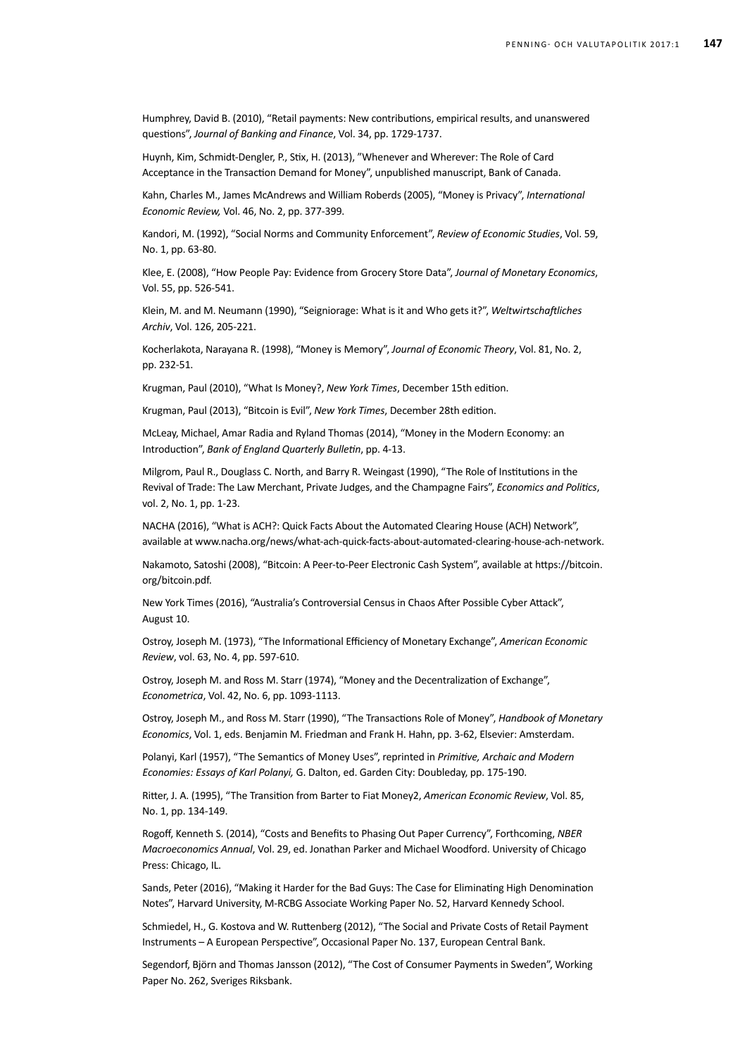Humphrey, David B. (2010), "Retail payments: New contributions, empirical results, and unanswered questions", *Journal of Banking and Finance*, Vol. 34, pp. 1729-1737.

Huynh, Kim, Schmidt-Dengler, P., Stix, H. (2013), "Whenever and Wherever: The Role of Card Acceptance in the Transaction Demand for Money", unpublished manuscript, Bank of Canada.

Kahn, Charles M., James McAndrews and William Roberds (2005), "Money is Privacy", *International Economic Review,* Vol. 46, No. 2, pp. 377-399.

Kandori, M. (1992), "Social Norms and Community Enforcement", *Review of Economic Studies*, Vol. 59, No. 1, pp. 63-80.

Klee, E. (2008), "How People Pay: Evidence from Grocery Store Data", *Journal of Monetary Economics*, Vol. 55, pp. 526-541.

Klein, M. and M. Neumann (1990), "Seigniorage: What is it and Who gets it?", *Weltwirtschaftliches Archiv*, Vol. 126, 205-221.

Kocherlakota, Narayana R. (1998), "Money is Memory", *Journal of Economic Theory*, Vol. 81, No. 2, pp. 232-51.

Krugman, Paul (2010), "What Is Money?, *New York Times*, December 15th edition.

Krugman, Paul (2013), "Bitcoin is Evil", *New York Times*, December 28th edition.

McLeay, Michael, Amar Radia and Ryland Thomas (2014), "Money in the Modern Economy: an Introduction", *Bank of England Quarterly Bulletin*, pp. 4-13.

Milgrom, Paul R., Douglass C. North, and Barry R. Weingast (1990), "The Role of Institutions in the Revival of Trade: The Law Merchant, Private Judges, and the Champagne Fairs", *Economics and Politics*, vol. 2, No. 1, pp. 1-23.

NACHA (2016), "What is ACH?: Quick Facts About the Automated Clearing House (ACH) Network", available at www.nacha.org/news/what-ach-quick-facts-about-automated-clearing-house-ach-network.

Nakamoto, Satoshi (2008), "Bitcoin: A Peer-to-Peer Electronic Cash System", available at https://bitcoin.org/bitcoin.pdf.

New York Times (2016), "Australia's Controversial Census in Chaos After Possible Cyber Attack", August 10.

Ostroy, Joseph M. (1973), "The Informational Efficiency of Monetary Exchange", *American Economic Review*, vol. 63, No. 4, pp. 597-610.

Ostroy, Joseph M. and Ross M. Starr (1974), "Money and the Decentralization of Exchange", *Econometrica*, Vol. 42, No. 6, pp. 1093-1113.

Ostroy, Joseph M., and Ross M. Starr (1990), "The Transactions Role of Money", *Handbook of Monetary Economics*, Vol. 1, eds. Benjamin M. Friedman and Frank H. Hahn, pp. 3-62, Elsevier: Amsterdam.

Polanyi, Karl (1957), "The Semantics of Money Uses", reprinted in *Primitive, Archaic and Modern Economies: Essays of Karl Polanyi,* G. Dalton, ed. Garden City: Doubleday, pp. 175-190.

Ritter, J. A. (1995), "The Transition from Barter to Fiat Money2, *American Economic Review*, Vol. 85, No. 1, pp. 134-149.

Rogoff, Kenneth S. (2014), "Costs and Benefits to Phasing Out Paper Currency", Forthcoming, *NBER Macroeconomics Annual*, Vol. 29, ed. Jonathan Parker and Michael Woodford. University of Chicago Press: Chicago, IL.

Sands, Peter (2016), "Making it Harder for the Bad Guys: The Case for Eliminating High Denomination Notes", Harvard University, M-RCBG Associate Working Paper No. 52, Harvard Kennedy School.

Schmiedel, H., G. Kostova and W. Ruttenberg (2012), "The Social and Private Costs of Retail Payment Instruments – A European Perspective", Occasional Paper No. 137, European Central Bank.

Segendorf, Björn and Thomas Jansson (2012), "The Cost of Consumer Payments in Sweden", Working Paper No. 262, Sveriges Riksbank.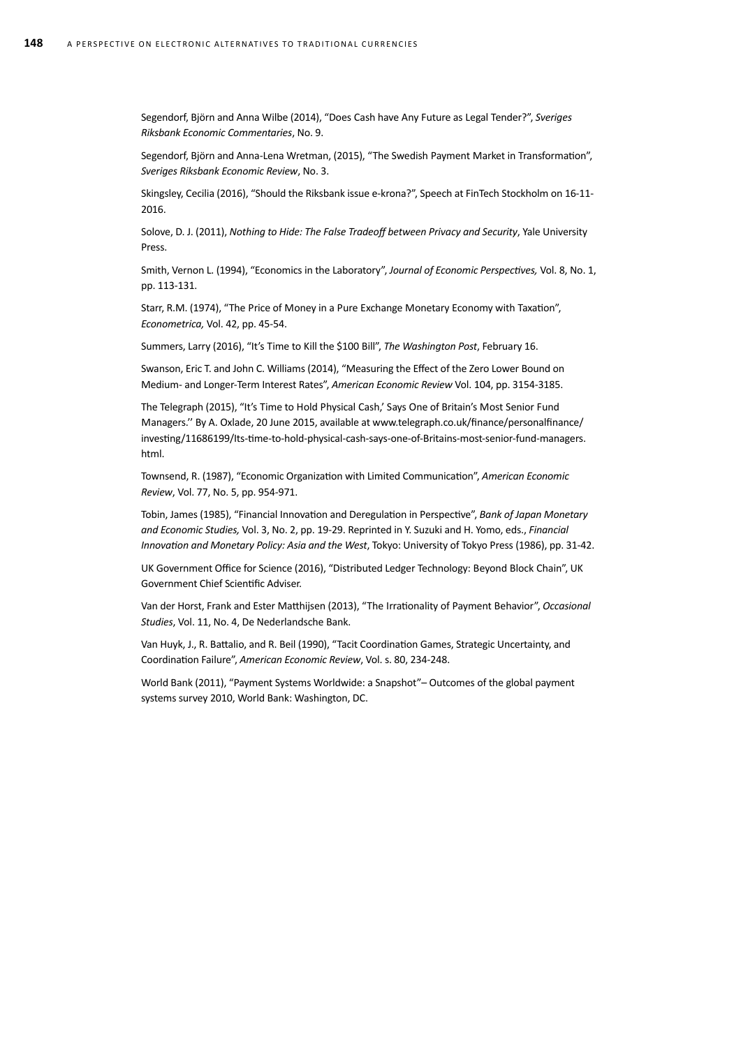Segendorf, Björn and Anna Wilbe (2014), "Does Cash have Any Future as Legal Tender?", *Sveriges Riksbank Economic Commentaries*, No. 9.

Segendorf, Björn and Anna-Lena Wretman, (2015), "The Swedish Payment Market in Transformation", *Sveriges Riksbank Economic Review*, No. 3.

Skingsley, Cecilia (2016), "Should the Riksbank issue e-krona?", Speech at FinTech Stockholm on 16-11-2016.

Solove, D. J. (2011), *Nothing to Hide: The False Tradeoff between Privacy and Security*, Yale University Press.

Smith, Vernon L. (1994), "Economics in the Laboratory", *Journal of Economic Perspectives,* Vol. 8, No. 1, pp. 113-131.

Starr, R.M. (1974), "The Price of Money in a Pure Exchange Monetary Economy with Taxation", *Econometrica,* Vol. 42, pp. 45-54.

Summers, Larry (2016), "It's Time to Kill the $100 Bill", *The Washington Post*, February 16.

Swanson, Eric T. and John C. Williams (2014), "Measuring the Effect of the Zero Lower Bound on Medium- and Longer-Term Interest Rates", *American Economic Review* Vol. 104, pp. 3154-3185.

The Telegraph (2015), "It's Time to Hold Physical Cash,' Says One of Britain's Most Senior Fund Managers.'' By A. Oxlade, 20 June 2015, available at www.telegraph.co.uk/finance/personalfinance/investing/11686199/Its-time-to-hold-physical-cash-says-one-of-Britains-most-senior-fund-managers.html.

Townsend, R. (1987), "Economic Organization with Limited Communication", *American Economic Review*, Vol. 77, No. 5, pp. 954-971.

Tobin, James (1985), "Financial Innovation and Deregulation in Perspective", *Bank of Japan Monetary and Economic Studies,* Vol. 3, No. 2, pp. 19-29. Reprinted in Y. Suzuki and H. Yomo, eds., *Financial Innovation and Monetary Policy: Asia and the West*, Tokyo: University of Tokyo Press (1986), pp. 31-42.

UK Government Office for Science (2016), "Distributed Ledger Technology: Beyond Block Chain", UK Government Chief Scientific Adviser.

Van der Horst, Frank and Ester Matthijsen (2013), "The Irrationality of Payment Behavior", *Occasional Studies*, Vol. 11, No. 4, De Nederlandsche Bank.

Van Huyk, J., R. Battalio, and R. Beil (1990), "Tacit Coordination Games, Strategic Uncertainty, and Coordination Failure", *American Economic Review*, Vol. s. 80, 234-248.

World Bank (2011), "Payment Systems Worldwide: a Snapshot"– Outcomes of the global payment systems survey 2010, World Bank: Washington, DC.